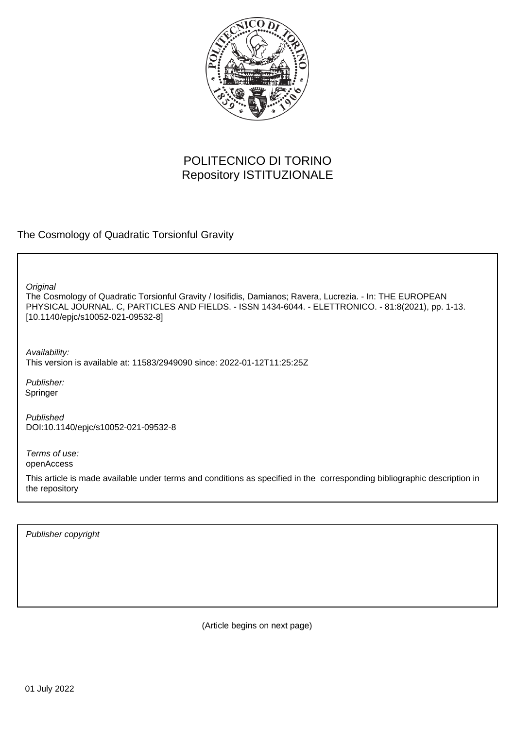POLITECNICO DI TORINO
Repository ISTITUZIONALE

The Cosmology of Quadratic Torsionful Gravity

*Original*
The Cosmology of Quadratic Torsionful Gravity / Iosifidis, Damianos; Ravera, Lucrezia. - In: THE EUROPEAN PHYSICAL JOURNAL. C, PARTICLES AND FIELDS. - ISSN 1434-6044. - ELETTRONICO. - 81:8(2021), pp. 1-13. [10.1140/epjc/s10052-021-09532-8]

*Availability:*
This version is available at: 11583/2949090 since: 2022-01-12T11:25:25Z

*Publisher:*
Springer

*Published*
DOI:10.1140/epjc/s10052-021-09532-8

*Terms of use:*
openAccess

This article is made available under terms and conditions as specified in the corresponding bibliographic description in the repository

*Publisher copyright*

(Article begins on next page)

01 July 2022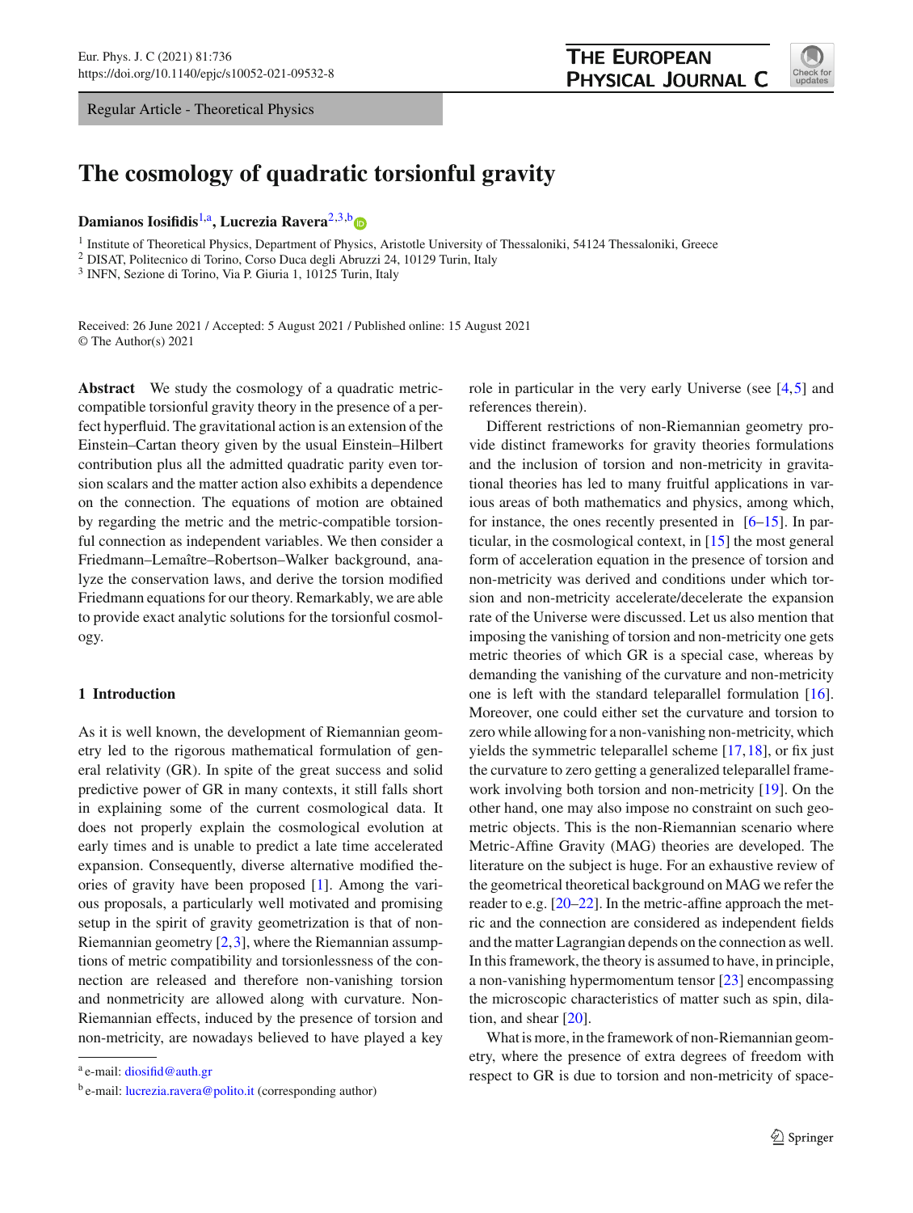Regular Article - Theoretical Physics

# The cosmology of quadratic torsionful gravity

**Damianos Iosifidis**[1,a], **Lucrezia Ravera**[2,3,b]

[1] Institute of Theoretical Physics, Department of Physics, Aristotle University of Thessaloniki, 54124 Thessaloniki, Greece
[2] DISAT, Politecnico di Torino, Corso Duca degli Abruzzi 24, 10129 Turin, Italy
[3] INFN, Sezione di Torino, Via P. Giuria 1, 10125 Turin, Italy

Received: 26 June 2021 / Accepted: 5 August 2021 / Published online: 15 August 2021
© The Author(s) 2021

**Abstract** We study the cosmology of a quadratic metric-compatible torsionful gravity theory in the presence of a perfect hyperfluid. The gravitational action is an extension of the Einstein–Cartan theory given by the usual Einstein–Hilbert contribution plus all the admitted quadratic parity even torsion scalars and the matter action also exhibits a dependence on the connection. The equations of motion are obtained by regarding the metric and the metric-compatible torsionful connection as independent variables. We then consider a Friedmann–Lemaître–Robertson–Walker background, analyze the conservation laws, and derive the torsion modified Friedmann equations for our theory. Remarkably, we are able to provide exact analytic solutions for the torsionful cosmology.

## 1 Introduction

As it is well known, the development of Riemannian geometry led to the rigorous mathematical formulation of general relativity (GR). In spite of the great success and solid predictive power of GR in many contexts, it still falls short in explaining some of the current cosmological data. It does not properly explain the cosmological evolution at early times and is unable to predict a late time accelerated expansion. Consequently, diverse alternative modified theories of gravity have been proposed [1]. Among the various proposals, a particularly well motivated and promising setup in the spirit of gravity geometrization is that of non-Riemannian geometry [2,3], where the Riemannian assumptions of metric compatibility and torsionlessness of the connection are released and therefore non-vanishing torsion and nonmetricity are allowed along with curvature. Non-Riemannian effects, induced by the presence of torsion and non-metricity, are nowadays believed to have played a key role in particular in the very early Universe (see [4,5] and references therein).

Different restrictions of non-Riemannian geometry provide distinct frameworks for gravity theories formulations and the inclusion of torsion and non-metricity in gravitational theories has led to many fruitful applications in various areas of both mathematics and physics, among which, for instance, the ones recently presented in [6–15]. In particular, in the cosmological context, in [15] the most general form of acceleration equation in the presence of torsion and non-metricity was derived and conditions under which torsion and non-metricity accelerate/decelerate the expansion rate of the Universe were discussed. Let us also mention that imposing the vanishing of torsion and non-metricity one gets metric theories of which GR is a special case, whereas by demanding the vanishing of the curvature and non-metricity one is left with the standard teleparallel formulation [16]. Moreover, one could either set the curvature and torsion to zero while allowing for a non-vanishing non-metricity, which yields the symmetric teleparallel scheme [17,18], or fix just the curvature to zero getting a generalized teleparallel framework involving both torsion and non-metricity [19]. On the other hand, one may also impose no constraint on such geometric objects. This is the non-Riemannian scenario where Metric-Affine Gravity (MAG) theories are developed. The literature on the subject is huge. For an exhaustive review of the geometrical theoretical background on MAG we refer the reader to e.g. [20–22]. In the metric-affine approach the metric and the connection are considered as independent fields and the matter Lagrangian depends on the connection as well. In this framework, the theory is assumed to have, in principle, a non-vanishing hypermomentum tensor [23] encompassing the microscopic characteristics of matter such as spin, dilation, and shear [20].

What is more, in the framework of non-Riemannian geometry, where the presence of extra degrees of freedom with respect to GR is due to torsion and non-metricity of space-

[a] e-mail: diosifid@auth.gr
[b] e-mail: lucrezia.ravera@polito.it (corresponding author)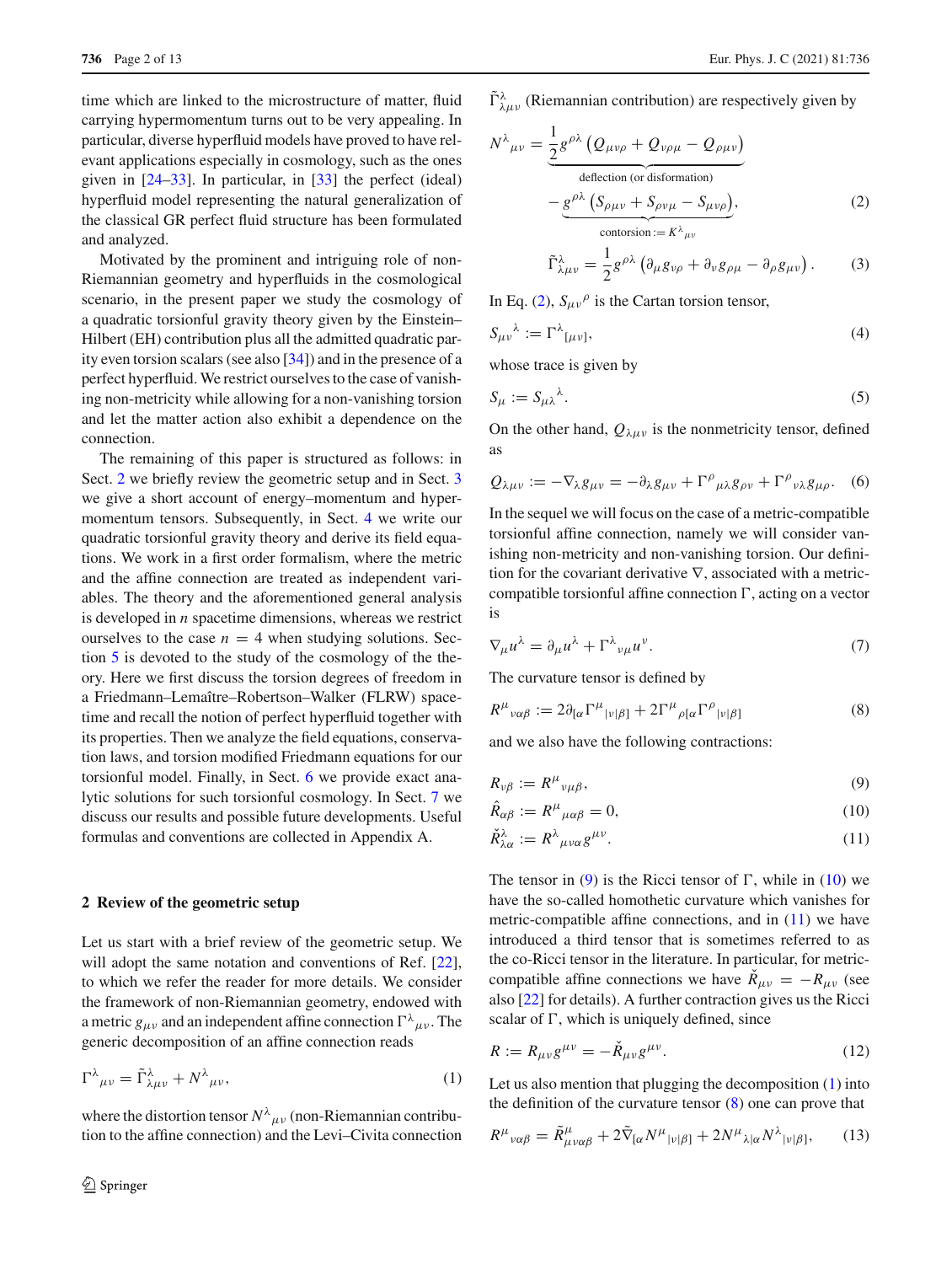time which are linked to the microstructure of matter, fluid carrying hypermomentum turns out to be very appealing. In particular, diverse hyperfluid models have proved to have relevant applications especially in cosmology, such as the ones given in [24–33]. In particular, in [33] the perfect (ideal) hyperfluid model representing the natural generalization of the classical GR perfect fluid structure has been formulated and analyzed.

Motivated by the prominent and intriguing role of non-Riemannian geometry and hyperfluids in the cosmological scenario, in the present paper we study the cosmology of a quadratic torsionful gravity theory given by the Einstein–Hilbert (EH) contribution plus all the admitted quadratic parity even torsion scalars (see also [34]) and in the presence of a perfect hyperfluid. We restrict ourselves to the case of vanishing non-metricity while allowing for a non-vanishing torsion and let the matter action also exhibit a dependence on the connection.

The remaining of this paper is structured as follows: in Sect. 2 we briefly review the geometric setup and in Sect. 3 we give a short account of energy–momentum and hypermomentum tensors. Subsequently, in Sect. 4 we write our quadratic torsionful gravity theory and derive its field equations. We work in a first order formalism, where the metric and the affine connection are treated as independent variables. The theory and the aforementioned general analysis is developed in $n$ spacetime dimensions, whereas we restrict ourselves to the case $n = 4$ when studying solutions. Section 5 is devoted to the study of the cosmology of the theory. Here we first discuss the torsion degrees of freedom in a Friedmann–Lemaître–Robertson–Walker (FLRW) spacetime and recall the notion of perfect hyperfluid together with its properties. Then we analyze the field equations, conservation laws, and torsion modified Friedmann equations for our torsionful model. Finally, in Sect. 6 we provide exact analytic solutions for such torsionful cosmology. In Sect. 7 we discuss our results and possible future developments. Useful formulas and conventions are collected in Appendix A.

## 2 Review of the geometric setup

Let us start with a brief review of the geometric setup. We will adopt the same notation and conventions of Ref. [22], to which we refer the reader for more details. We consider the framework of non-Riemannian geometry, endowed with a metric $g_{\mu\nu}$ and an independent affine connection $\Gamma^{\lambda}{}_{\mu\nu}$. The generic decomposition of an affine connection reads

$$\Gamma^{\lambda}{}_{\mu\nu} = \tilde{\Gamma}^{\lambda}_{\lambda\mu\nu} + N^{\lambda}{}_{\mu\nu}, \tag{1}$$

where the distortion tensor $N^{\lambda}{}_{\mu\nu}$ (non-Riemannian contribution to the affine connection) and the Levi–Civita connection $\tilde{\Gamma}^{\lambda}_{\lambda\mu\nu}$ (Riemannian contribution) are respectively given by

$$N^{\lambda}{}_{\mu\nu} = \underbrace{\frac{1}{2} g^{\rho\lambda}\left(Q_{\mu\nu\rho} + Q_{\nu\rho\mu} - Q_{\rho\mu\nu}\right)}_{\text{deflection (or disformation)}} \underbrace{- g^{\rho\lambda}\left(S_{\rho\mu\nu} + S_{\rho\nu\mu} - S_{\mu\nu\rho}\right)}_{\text{contorsion} := K^{\lambda}{}_{\mu\nu}}, \tag{2}$$

$$\tilde{\Gamma}^{\lambda}_{\lambda\mu\nu} = \frac{1}{2} g^{\rho\lambda}\left(\partial_{\mu} g_{\nu\rho} + \partial_{\nu} g_{\rho\mu} - \partial_{\rho} g_{\mu\nu}\right). \tag{3}$$

In Eq. (2), $S_{\mu\nu}{}^{\rho}$ is the Cartan torsion tensor,

$$S_{\mu\nu}{}^{\lambda} := \Gamma^{\lambda}{}_{[\mu\nu]}, \tag{4}$$

whose trace is given by

$$S_{\mu} := S_{\mu\lambda}{}^{\lambda}. \tag{5}$$

On the other hand, $Q_{\lambda\mu\nu}$ is the nonmetricity tensor, defined as

$$Q_{\lambda\mu\nu} := -\nabla_{\lambda} g_{\mu\nu} = -\partial_{\lambda} g_{\mu\nu} + \Gamma^{\rho}{}_{\mu\lambda} g_{\rho\nu} + \Gamma^{\rho}{}_{\nu\lambda} g_{\mu\rho}. \tag{6}$$

In the sequel we will focus on the case of a metric-compatible torsionful affine connection, namely we will consider vanishing non-metricity and non-vanishing torsion. Our definition for the covariant derivative $\nabla$, associated with a metric-compatible torsionful affine connection $\Gamma$, acting on a vector is

$$\nabla_{\mu} u^{\lambda} = \partial_{\mu} u^{\lambda} + \Gamma^{\lambda}{}_{\nu\mu} u^{\nu}. \tag{7}$$

The curvature tensor is defined by

$$R^{\mu}{}_{\nu\alpha\beta} := 2\partial_{[\alpha}\Gamma^{\mu}{}_{|\nu|\beta]} + 2\Gamma^{\mu}{}_{\rho[\alpha}\Gamma^{\rho}{}_{|\nu|\beta]} \tag{8}$$

and we also have the following contractions:

$$R_{\nu\beta} := R^{\mu}{}_{\nu\mu\beta}, \tag{9}$$

$$\hat{R}_{\alpha\beta} := R^{\mu}{}_{\mu\alpha\beta} = 0, \tag{10}$$

$$\check{R}^{\lambda}_{\lambda\alpha} := R^{\lambda}{}_{\mu\nu\alpha} g^{\mu\nu}. \tag{11}$$

The tensor in (9) is the Ricci tensor of $\Gamma$, while in (10) we have the so-called homothetic curvature which vanishes for metric-compatible affine connections, and in (11) we have introduced a third tensor that is sometimes referred to as the co-Ricci tensor in the literature. In particular, for metric-compatible affine connections we have $\check{R}_{\mu\nu} = -R_{\mu\nu}$ (see also [22] for details). A further contraction gives us the Ricci scalar of $\Gamma$, which is uniquely defined, since

$$R := R_{\mu\nu} g^{\mu\nu} = -\check{R}_{\mu\nu} g^{\mu\nu}. \tag{12}$$

Let us also mention that plugging the decomposition (1) into the definition of the curvature tensor (8) one can prove that

$$R^{\mu}{}_{\nu\alpha\beta} = \tilde{R}^{\mu}_{\mu\nu\alpha\beta} + 2\tilde{\nabla}_{[\alpha} N^{\mu}{}_{|\nu|\beta]} + 2N^{\mu}{}_{\lambda|\alpha} N^{\lambda}{}_{|\nu|\beta]}, \tag{13}$$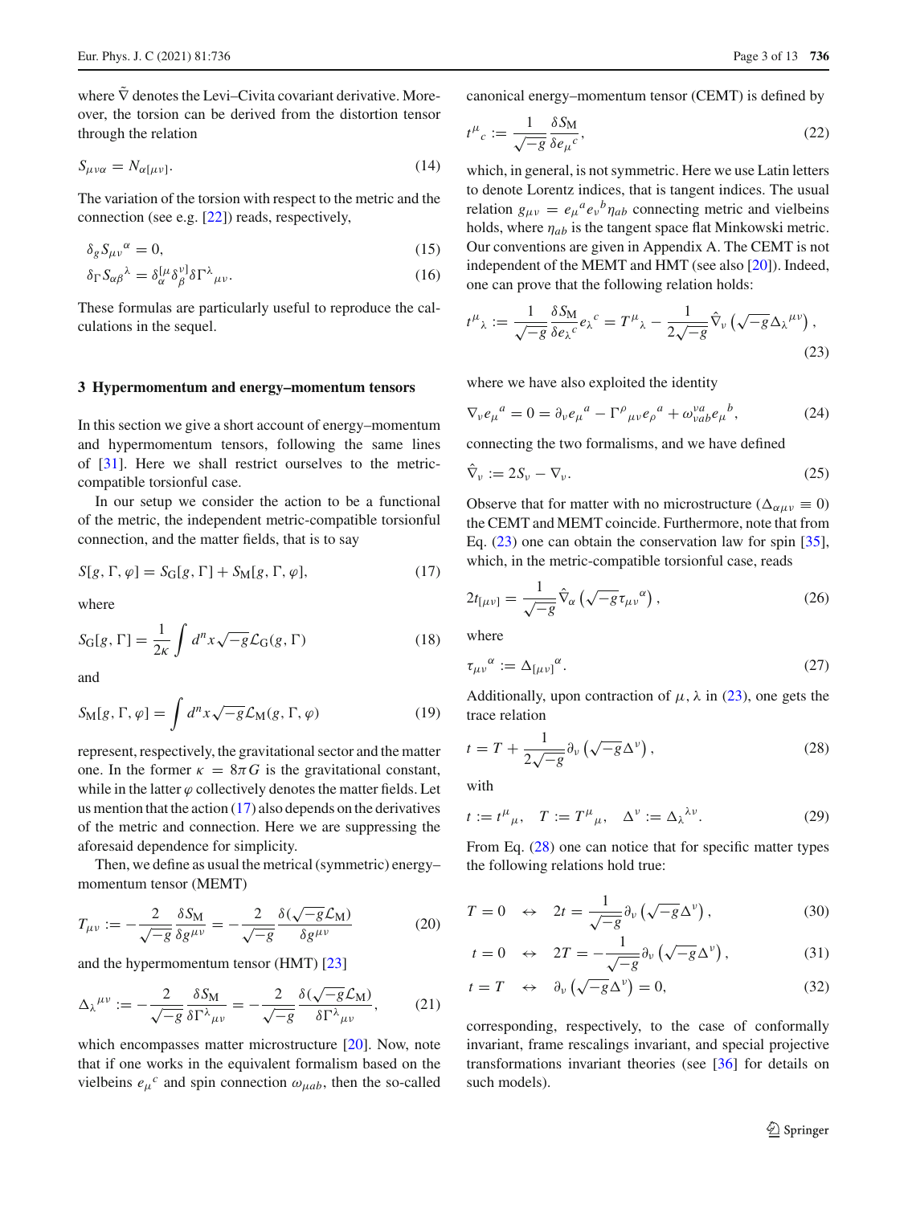where $\tilde{\nabla}$ denotes the Levi–Civita covariant derivative. Moreover, the torsion can be derived from the distortion tensor through the relation

$$S_{\mu\nu\alpha} = N_{\alpha[\mu\nu]}. \tag{14}$$

The variation of the torsion with respect to the metric and the connection (see e.g. [22]) reads, respectively,

$$\delta_g S_{\mu\nu}{}^{\alpha} = 0, \tag{15}$$

$$\delta_\Gamma S_{\alpha\beta}{}^{\lambda} = \delta_\alpha^{[\mu}\delta_\beta^{\nu]}\delta\Gamma^\lambda{}_{\mu\nu}. \tag{16}$$

These formulas are particularly useful to reproduce the calculations in the sequel.

## 3 Hypermomentum and energy–momentum tensors

In this section we give a short account of energy–momentum and hypermomentum tensors, following the same lines of [31]. Here we shall restrict ourselves to the metric-compatible torsionful case.

In our setup we consider the action to be a functional of the metric, the independent metric-compatible torsionful connection, and the matter fields, that is to say

$$S[g,\Gamma,\varphi] = S_{\mathrm{G}}[g,\Gamma] + S_{\mathrm{M}}[g,\Gamma,\varphi], \tag{17}$$

where

$$S_{\mathrm{G}}[g,\Gamma] = \frac{1}{2\kappa}\int d^n x\sqrt{-g}\mathcal{L}_{\mathrm{G}}(g,\Gamma) \tag{18}$$

and

$$S_{\mathrm{M}}[g,\Gamma,\varphi] = \int d^n x\sqrt{-g}\mathcal{L}_{\mathrm{M}}(g,\Gamma,\varphi) \tag{19}$$

represent, respectively, the gravitational sector and the matter one. In the former $\kappa = 8\pi G$ is the gravitational constant, while in the latter $\varphi$ collectively denotes the matter fields. Let us mention that the action (17) also depends on the derivatives of the metric and connection. Here we are suppressing the aforesaid dependence for simplicity.

Then, we define as usual the metrical (symmetric) energy–momentum tensor (MEMT)

$$T_{\mu\nu} := -\frac{2}{\sqrt{-g}}\frac{\delta S_{\mathrm{M}}}{\delta g^{\mu\nu}} = -\frac{2}{\sqrt{-g}}\frac{\delta(\sqrt{-g}\mathcal{L}_{\mathrm{M}})}{\delta g^{\mu\nu}} \tag{20}$$

and the hypermomentum tensor (HMT) [23]

$$\Delta_\lambda{}^{\mu\nu} := -\frac{2}{\sqrt{-g}}\frac{\delta S_{\mathrm{M}}}{\delta\Gamma^\lambda{}_{\mu\nu}} = -\frac{2}{\sqrt{-g}}\frac{\delta(\sqrt{-g}\mathcal{L}_{\mathrm{M}})}{\delta\Gamma^\lambda{}_{\mu\nu}}, \tag{21}$$

which encompasses matter microstructure [20]. Now, note that if one works in the equivalent formalism based on the vielbeins $e_\mu{}^c$ and spin connection $\omega_{\mu ab}$, then the so-called canonical energy–momentum tensor (CEMT) is defined by

$$t^\mu{}_c := \frac{1}{\sqrt{-g}}\frac{\delta S_{\mathrm{M}}}{\delta e_\mu{}^c}, \tag{22}$$

which, in general, is not symmetric. Here we use Latin letters to denote Lorentz indices, that is tangent indices. The usual relation $g_{\mu\nu} = e_\mu{}^a e_\nu{}^b \eta_{ab}$ connecting metric and vielbeins holds, where $\eta_{ab}$ is the tangent space flat Minkowski metric. Our conventions are given in Appendix A. The CEMT is not independent of the MEMT and HMT (see also [20]). Indeed, one can prove that the following relation holds:

$$t^\mu{}_\lambda := \frac{1}{\sqrt{-g}}\frac{\delta S_{\mathrm{M}}}{\delta e_\lambda{}^c}e_\lambda{}^c = T^\mu{}_\lambda - \frac{1}{2\sqrt{-g}}\hat{\nabla}_\nu\left(\sqrt{-g}\Delta_\lambda{}^{\mu\nu}\right), \tag{23}$$

where we have also exploited the identity

$$\nabla_\nu e_\mu{}^a = 0 = \partial_\nu e_\mu{}^a - \Gamma^\rho{}_{\mu\nu}e_\rho{}^a + \omega_{\nu}{}^{a}{}_{b} e_\mu{}^b, \tag{24}$$

connecting the two formalisms, and we have defined

$$\hat{\nabla}_\nu := 2S_\nu - \nabla_\nu. \tag{25}$$

Observe that for matter with no microstructure ($\Delta_{\alpha\mu\nu} \equiv 0$) the CEMT and MEMT coincide. Furthermore, note that from Eq. (23) one can obtain the conservation law for spin [35], which, in the metric-compatible torsionful case, reads

$$2t_{[\mu\nu]} = \frac{1}{\sqrt{-g}}\hat{\nabla}_\alpha\left(\sqrt{-g}\tau_{\mu\nu}{}^\alpha\right), \tag{26}$$

where

$$\tau_{\mu\nu}{}^\alpha := \Delta_{[\mu\nu]}{}^\alpha. \tag{27}$$

Additionally, upon contraction of $\mu, \lambda$ in (23), one gets the trace relation

$$t = T + \frac{1}{2\sqrt{-g}}\partial_\nu\left(\sqrt{-g}\Delta^\nu\right), \tag{28}$$

with

$$t := t^\mu{}_\mu, \quad T := T^\mu{}_\mu, \quad \Delta^\nu := \Delta_\lambda{}^{\lambda\nu}. \tag{29}$$

From Eq. (28) one can notice that for specific matter types the following relations hold true:

$$T = 0 \quad \leftrightarrow \quad 2t = \frac{1}{\sqrt{-g}}\partial_\nu\left(\sqrt{-g}\Delta^\nu\right), \tag{30}$$

$$t = 0 \quad \leftrightarrow \quad 2T = -\frac{1}{\sqrt{-g}}\partial_\nu\left(\sqrt{-g}\Delta^\nu\right), \tag{31}$$

$$t = T \quad \leftrightarrow \quad \partial_\nu\left(\sqrt{-g}\Delta^\nu\right) = 0, \tag{32}$$

corresponding, respectively, to the case of conformally invariant, frame rescalings invariant, and special projective transformations invariant theories (see [36] for details on such models).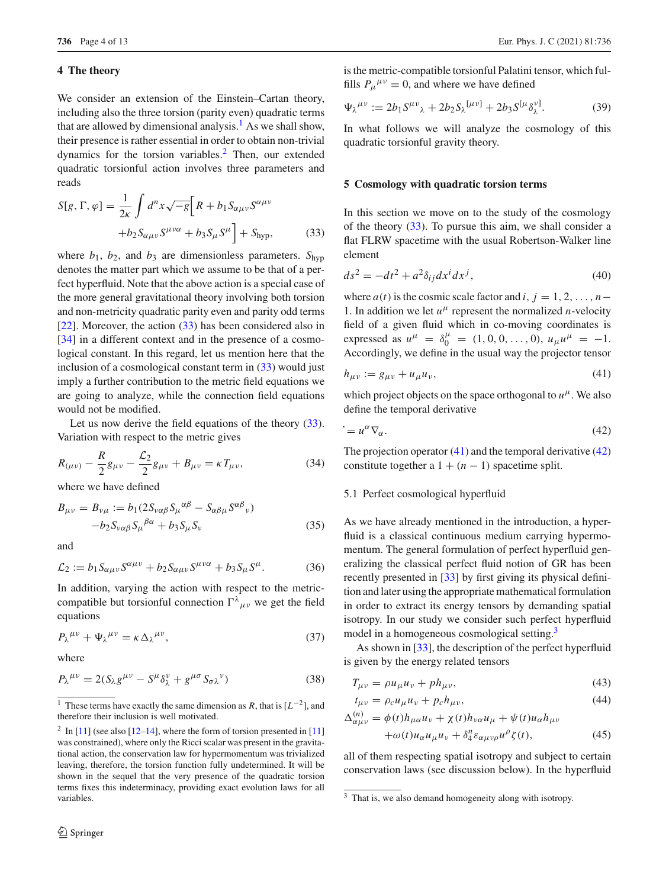## 4 The theory

We consider an extension of the Einstein–Cartan theory, including also the three torsion (parity even) quadratic terms that are allowed by dimensional analysis.[1] As we shall show, their presence is rather essential in order to obtain non-trivial dynamics for the torsion variables.[2] Then, our extended quadratic torsionful action involves three parameters and reads

$$S[g,\Gamma,\varphi]=\frac{1}{2\kappa}\int d^n x\sqrt{-g}\Big[R+b_1 S_{\alpha\mu\nu}S^{\alpha\mu\nu}+b_2 S_{\alpha\mu\nu}S^{\mu\nu\alpha}+b_3 S_\mu S^\mu\Big]+S_{\text{hyp}}, \tag{33}$$

where $b_1$, $b_2$, and $b_3$ are dimensionless parameters. $S_{\text{hyp}}$ denotes the matter part which we assume to be that of a perfect hyperfluid. Note that the above action is a special case of the more general gravitational theory involving both torsion and non-metricity quadratic parity even and parity odd terms [22]. Moreover, the action (33) has been considered also in [34] in a different context and in the presence of a cosmological constant. In this regard, let us mention here that the inclusion of a cosmological constant term in (33) would just imply a further contribution to the metric field equations we are going to analyze, while the connection field equations would not be modified.

Let us now derive the field equations of the theory (33). Variation with respect to the metric gives

$$R_{(\mu\nu)}-\frac{R}{2}g_{\mu\nu}-\frac{\mathcal{L}_2}{2}g_{\mu\nu}+B_{\mu\nu}=\kappa T_{\mu\nu}, \tag{34}$$

where we have defined

$$B_{\mu\nu}=B_{\nu\mu}:=b_1(2S_{\nu\alpha\beta}S_\mu{}^{\alpha\beta}-S_{\alpha\beta\mu}S^{\alpha\beta}{}_\nu)-b_2 S_{\nu\alpha\beta}S_\mu{}^{\beta\alpha}+b_3 S_\mu S_\nu \tag{35}$$

and

$$\mathcal{L}_2:=b_1 S_{\alpha\mu\nu}S^{\alpha\mu\nu}+b_2 S_{\alpha\mu\nu}S^{\mu\nu\alpha}+b_3 S_\mu S^\mu. \tag{36}$$

In addition, varying the action with respect to the metric-compatible but torsionful connection $\Gamma^\lambda{}_{\mu\nu}$ we get the field equations

$$P_\lambda{}^{\mu\nu}+\Psi_\lambda{}^{\mu\nu}=\kappa\Delta_\lambda{}^{\mu\nu}, \tag{37}$$

where

$$P_\lambda{}^{\mu\nu}=2(S_\lambda g^{\mu\nu}-S^\mu\delta^\nu_\lambda+g^{\mu\sigma}S_{\sigma\lambda}{}^\nu) \tag{38}$$

is the metric-compatible torsionful Palatini tensor, which fulfills $P_\mu{}^{\mu\nu}\equiv 0$, and where we have defined

$$\Psi_\lambda{}^{\mu\nu}:=2b_1 S^{\mu\nu}{}_\lambda+2b_2 S_\lambda{}^{[\mu\nu]}+2b_3 S^{[\mu}\delta^{\nu]}_\lambda. \tag{39}$$

In what follows we will analyze the cosmology of this quadratic torsionful gravity theory.

[1] These terms have exactly the same dimension as $R$, that is $[L^{-2}]$, and therefore their inclusion is well motivated.

[2] In [11] (see also [12–14], where the form of torsion presented in [11] was constrained), where only the Ricci scalar was present in the gravitational action, the conservation law for hypermomentum was trivialized leaving, therefore, the torsion function fully undetermined. It will be shown in the sequel that the very presence of the quadratic torsion terms fixes this indeterminacy, providing exact evolution laws for all variables.

## 5 Cosmology with quadratic torsion terms

In this section we move on to the study of the cosmology of the theory (33). To pursue this aim, we shall consider a flat FLRW spacetime with the usual Robertson-Walker line element

$$ds^2=-dt^2+a^2\delta_{ij}dx^i dx^j, \tag{40}$$

where $a(t)$ is the cosmic scale factor and $i,j=1,2,\dots,n-1$. In addition we let $u^\mu$ represent the normalized $n$-velocity field of a given fluid which in co-moving coordinates is expressed as $u^\mu=\delta^\mu_0=(1,0,0,\dots,0)$, $u_\mu u^\mu=-1$. Accordingly, we define in the usual way the projector tensor

$$h_{\mu\nu}:=g_{\mu\nu}+u_\mu u_\nu, \tag{41}$$

which project objects on the space orthogonal to $u^\mu$. We also define the temporal derivative

$$\dot{}=u^\alpha\nabla_\alpha. \tag{42}$$

The projection operator (41) and the temporal derivative (42) constitute together a $1+(n-1)$ spacetime split.

### 5.1 Perfect cosmological hyperfluid

As we have already mentioned in the introduction, a hyperfluid is a classical continuous medium carrying hypermomentum. The general formulation of perfect hyperfluid generalizing the classical perfect fluid notion of GR has been recently presented in [33] by first giving its physical definition and later using the appropriate mathematical formulation in order to extract its energy tensors by demanding spatial isotropy. In our study we consider such perfect hyperfluid model in a homogeneous cosmological setting.[3]

As shown in [33], the description of the perfect hyperfluid is given by the energy related tensors

$$T_{\mu\nu}=\rho u_\mu u_\nu+p h_{\mu\nu}, \tag{43}$$

$$t_{\mu\nu}=\rho_c u_\mu u_\nu+p_c h_{\mu\nu}, \tag{44}$$

$$\Delta^{(n)}_{\alpha\mu\nu}=\phi(t)h_{\mu\alpha}u_\nu+\chi(t)h_{\nu\alpha}u_\mu+\psi(t)u_\alpha h_{\mu\nu}+\omega(t)u_\alpha u_\mu u_\nu+\delta^n_4\varepsilon_{\alpha\mu\nu\rho}u^\rho\zeta(t), \tag{45}$$

all of them respecting spatial isotropy and subject to certain conservation laws (see discussion below). In the hyperfluid

[3] That is, we also demand homogeneity along with isotropy.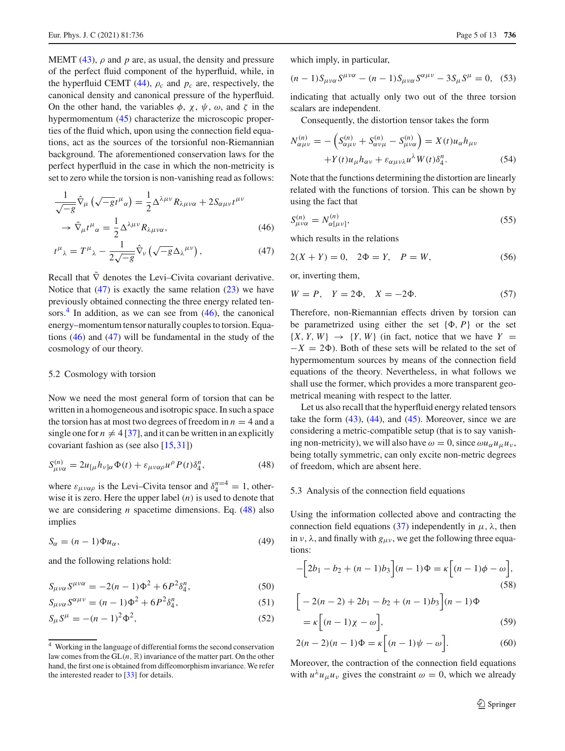MEMT (43), $\rho$ and $p$ are, as usual, the density and pressure of the perfect fluid component of the hyperfluid, while, in the hyperfluid CEMT (44), $\rho_c$ and $p_c$ are, respectively, the canonical density and canonical pressure of the hyperfluid. On the other hand, the variables $\phi$, $\chi$, $\psi$, $\omega$, and $\zeta$ in the hypermomentum (45) characterize the microscopic properties of the fluid which, upon using the connection field equations, act as the sources of the torsionful non-Riemannian background. The aforementioned conservation laws for the perfect hyperfluid in the case in which the non-metricity is set to zero while the torsion is non-vanishing read as follows:

$$\frac{1}{\sqrt{-g}}\hat{\nabla}_\mu\left(\sqrt{-g}t^\mu{}_\alpha\right) = \frac{1}{2}\Delta^{\lambda\mu\nu}R_{\lambda\mu\nu\alpha} + 2S_{\alpha\mu\nu}t^{\mu\nu}$$
$$\rightarrow \tilde{\nabla}_\mu t^\mu{}_\alpha = \frac{1}{2}\Delta^{\lambda\mu\nu}R_{\lambda\mu\nu\alpha}, \tag{46}$$

$$t^\mu{}_\lambda = T^\mu{}_\lambda - \frac{1}{2\sqrt{-g}}\hat{\nabla}_\nu\left(\sqrt{-g}\Delta_\lambda{}^{\mu\nu}\right), \tag{47}$$

Recall that $\tilde{\nabla}$ denotes the Levi–Civita covariant derivative. Notice that (47) is exactly the same relation (23) we have previously obtained connecting the three energy related tensors.[4] In addition, as we can see from (46), the canonical energy–momentum tensor naturally couples to torsion. Equations (46) and (47) will be fundamental in the study of the cosmology of our theory.

### 5.2 Cosmology with torsion

Now we need the most general form of torsion that can be written in a homogeneous and isotropic space. In such a space the torsion has at most two degrees of freedom in $n = 4$ and a single one for $n \neq 4$ [37], and it can be written in an explicitly covariant fashion as (see also [15,31])

$$S^{(n)}_{\mu\nu\alpha} = 2u_{[\mu}h_{\nu]\alpha}\Phi(t) + \varepsilon_{\mu\nu\alpha\rho}u^\rho P(t)\delta^n_4, \tag{48}$$

where $\varepsilon_{\mu\nu\alpha\rho}$ is the Levi–Civita tensor and $\delta^{n=4}_4 = 1$, otherwise it is zero. Here the upper label $(n)$ is used to denote that we are considering $n$ spacetime dimensions. Eq. (48) also implies

$$S_\alpha = (n-1)\Phi u_\alpha, \tag{49}$$

and the following relations hold:

$$S_{\mu\nu\alpha}S^{\mu\nu\alpha} = -2(n-1)\Phi^2 + 6P^2\delta^n_4, \tag{50}$$

$$S_{\mu\nu\alpha}S^{\alpha\mu\nu} = (n-1)\Phi^2 + 6P^2\delta^n_4, \tag{51}$$

$$S_\mu S^\mu = -(n-1)^2\Phi^2, \tag{52}$$

which imply, in particular,

$$(n-1)S_{\mu\nu\alpha}S^{\mu\nu\alpha} - (n-1)S_{\mu\nu\alpha}S^{\alpha\mu\nu} - 3S_\mu S^\mu = 0, \tag{53}$$

indicating that actually only two out of the three torsion scalars are independent.

Consequently, the distortion tensor takes the form

$$N^{(n)}_{\alpha\mu\nu} = -\left(S^{(n)}_{\alpha\mu\nu} + S^{(n)}_{\alpha\nu\mu} - S^{(n)}_{\mu\nu\alpha}\right) = X(t)u_\alpha h_{\mu\nu}$$
$$+Y(t)u_\mu h_{\alpha\nu} + \varepsilon_{\alpha\mu\nu\lambda}u^\lambda W(t)\delta^n_4. \tag{54}$$

Note that the functions determining the distortion are linearly related with the functions of torsion. This can be shown by using the fact that

$$S^{(n)}_{\mu\nu\alpha} = N^{(n)}_{\alpha[\mu\nu]}, \tag{55}$$

which results in the relations

$$2(X+Y) = 0, \quad 2\Phi = Y, \quad P = W, \tag{56}$$

or, inverting them,

$$W = P, \quad Y = 2\Phi, \quad X = -2\Phi. \tag{57}$$

Therefore, non-Riemannian effects driven by torsion can be parametrized using either the set $\{\Phi, P\}$ or the set $\{X, Y, W\} \rightarrow \{Y, W\}$ (in fact, notice that we have $Y = -X = 2\Phi$). Both of these sets will be related to the set of hypermomentum sources by means of the connection field equations of the theory. Nevertheless, in what follows we shall use the former, which provides a more transparent geometrical meaning with respect to the latter.

Let us also recall that the hyperfluid energy related tensors take the form (43), (44), and (45). Moreover, since we are considering a metric-compatible setup (that is to say vanishing non-metricity), we will also have $\omega = 0$, since $\omega u_\alpha u_\mu u_\nu$, being totally symmetric, can only excite non-metric degrees of freedom, which are absent here.

### 5.3 Analysis of the connection field equations

Using the information collected above and contracting the connection field equations (37) independently in $\mu$, $\lambda$, then in $\nu$, $\lambda$, and finally with $g_{\mu\nu}$, we get the following three equations:

$$-\Big[2b_1 - b_2 + (n-1)b_3\Big](n-1)\Phi = \kappa\Big[(n-1)\phi - \omega\Big], \tag{58}$$

$$\Big[-2(n-2) + 2b_1 - b_2 + (n-1)b_3\Big](n-1)\Phi$$
$$= \kappa\Big[(n-1)\chi - \omega\Big], \tag{59}$$

$$2(n-2)(n-1)\Phi = \kappa\Big[(n-1)\psi - \omega\Big]. \tag{60}$$

Moreover, the contraction of the connection field equations with $u^\lambda u_\mu u_\nu$ gives the constraint $\omega = 0$, which we already

---

[4] Working in the language of differential forms the second conservation law comes from the $GL(n,\mathbb{R})$ invariance of the matter part. On the other hand, the first one is obtained from diffeomorphism invariance. We refer the interested reader to [33] for details.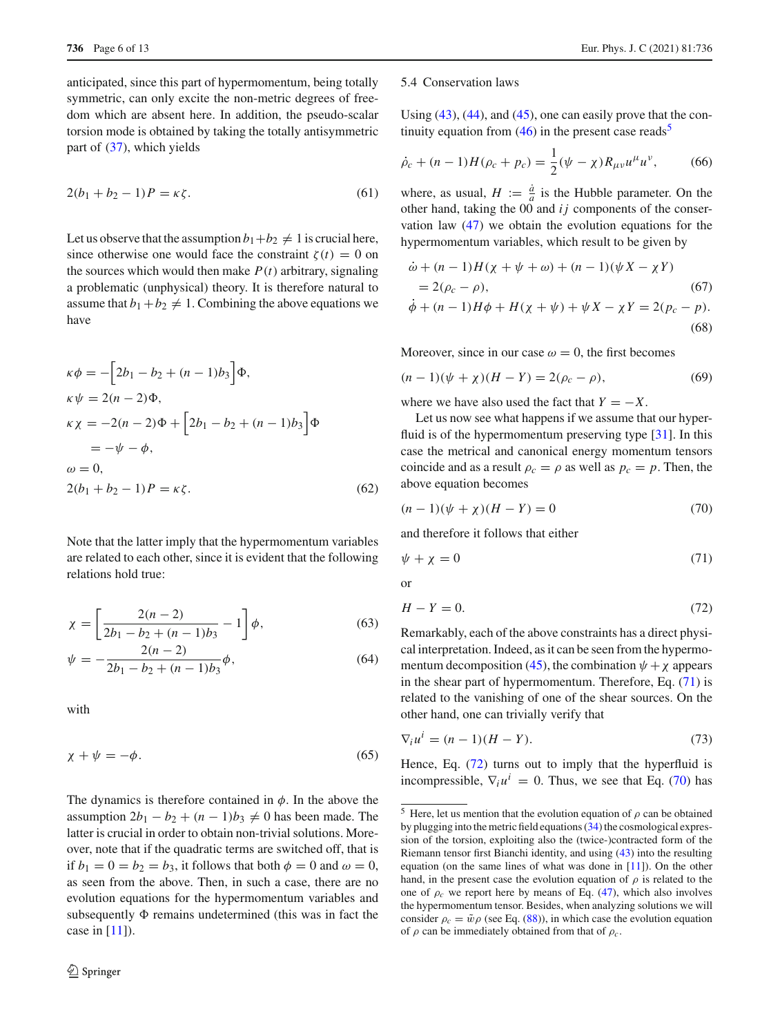anticipated, since this part of hypermomentum, being totally symmetric, can only excite the non-metric degrees of freedom which are absent here. In addition, the pseudo-scalar torsion mode is obtained by taking the totally antisymmetric part of (37), which yields

$$2(b_1 + b_2 - 1)P = \kappa\zeta. \tag{61}$$

Let us observe that the assumption $b_1+b_2 \neq 1$ is crucial here, since otherwise one would face the constraint $\zeta(t) = 0$ on the sources which would then make $P(t)$ arbitrary, signaling a problematic (unphysical) theory. It is therefore natural to assume that $b_1 + b_2 \neq 1$. Combining the above equations we have

$$\begin{aligned}
\kappa\phi &= -\Big[2b_1 - b_2 + (n-1)b_3\Big]\Phi, \\
\kappa\psi &= 2(n-2)\Phi, \\
\kappa\chi &= -2(n-2)\Phi + \Big[2b_1 - b_2 + (n-1)b_3\Big]\Phi \\
&= -\psi - \phi, \\
\omega &= 0, \\
2(b_1 + b_2 - 1)P &= \kappa\zeta.
\end{aligned} \tag{62}$$

Note that the latter imply that the hypermomentum variables are related to each other, since it is evident that the following relations hold true:

$$\chi = \left[\frac{2(n-2)}{2b_1 - b_2 + (n-1)b_3} - 1\right]\phi, \tag{63}$$

$$\psi = -\frac{2(n-2)}{2b_1 - b_2 + (n-1)b_3}\phi, \tag{64}$$

with

$$\chi + \psi = -\phi. \tag{65}$$

The dynamics is therefore contained in $\phi$. In the above the assumption $2b_1 - b_2 + (n-1)b_3 \neq 0$ has been made. The latter is crucial in order to obtain non-trivial solutions. Moreover, note that if the quadratic terms are switched off, that is if $b_1 = 0 = b_2 = b_3$, it follows that both $\phi = 0$ and $\omega = 0$, as seen from the above. Then, in such a case, there are no evolution equations for the hypermomentum variables and subsequently $\Phi$ remains undetermined (this was in fact the case in [11]).

### 5.4 Conservation laws

Using (43), (44), and (45), one can easily prove that the continuity equation from (46) in the present case reads[5]

$$\dot{\rho}_c + (n-1)H(\rho_c + p_c) = \frac{1}{2}(\psi - \chi)R_{\mu\nu}u^{\mu}u^{\nu}, \tag{66}$$

where, as usual, $H := \frac{\dot{a}}{a}$ is the Hubble parameter. On the other hand, taking the 00 and $ij$ components of the conservation law (47) we obtain the evolution equations for the hypermomentum variables, which result to be given by

$$\begin{aligned}
&\dot{\omega} + (n-1)H(\chi + \psi + \omega) + (n-1)(\psi X - \chi Y) \\
&\quad = 2(\rho_c - \rho),
\end{aligned} \tag{67}$$

$$\dot{\phi} + (n-1)H\phi + H(\chi + \psi) + \psi X - \chi Y = 2(p_c - p). \tag{68}$$

Moreover, since in our case $\omega = 0$, the first becomes

$$(n-1)(\psi + \chi)(H - Y) = 2(\rho_c - \rho), \tag{69}$$

where we have also used the fact that $Y = -X$.

Let us now see what happens if we assume that our hyperfluid is of the hypermomentum preserving type [31]. In this case the metrical and canonical energy momentum tensors coincide and as a result $\rho_c = \rho$ as well as $p_c = p$. Then, the above equation becomes

$$(n-1)(\psi + \chi)(H - Y) = 0 \tag{70}$$

and therefore it follows that either

$$\psi + \chi = 0 \tag{71}$$

or

$$H - Y = 0. \tag{72}$$

Remarkably, each of the above constraints has a direct physical interpretation. Indeed, as it can be seen from the hypermomentum decomposition (45), the combination $\psi + \chi$ appears in the shear part of hypermomentum. Therefore, Eq. (71) is related to the vanishing of one of the shear sources. On the other hand, one can trivially verify that

$$\nabla_i u^i = (n-1)(H - Y). \tag{73}$$

Hence, Eq. (72) turns out to imply that the hyperfluid is incompressible, $\nabla_i u^i = 0$. Thus, we see that Eq. (70) has

[5] Here, let us mention that the evolution equation of $\rho$ can be obtained by plugging into the metric field equations (34) the cosmological expression of the torsion, exploiting also the (twice-)contracted form of the Riemann tensor first Bianchi identity, and using (43) into the resulting equation (on the same lines of what was done in [11]). On the other hand, in the present case the evolution equation of $\rho$ is related to the one of $\rho_c$ we report here by means of Eq. (47), which also involves the hypermomentum tensor. Besides, when analyzing solutions we will consider $\rho_c = \tilde{w}\rho$ (see Eq. (88)), in which case the evolution equation of $\rho$ can be immediately obtained from that of $\rho_c$.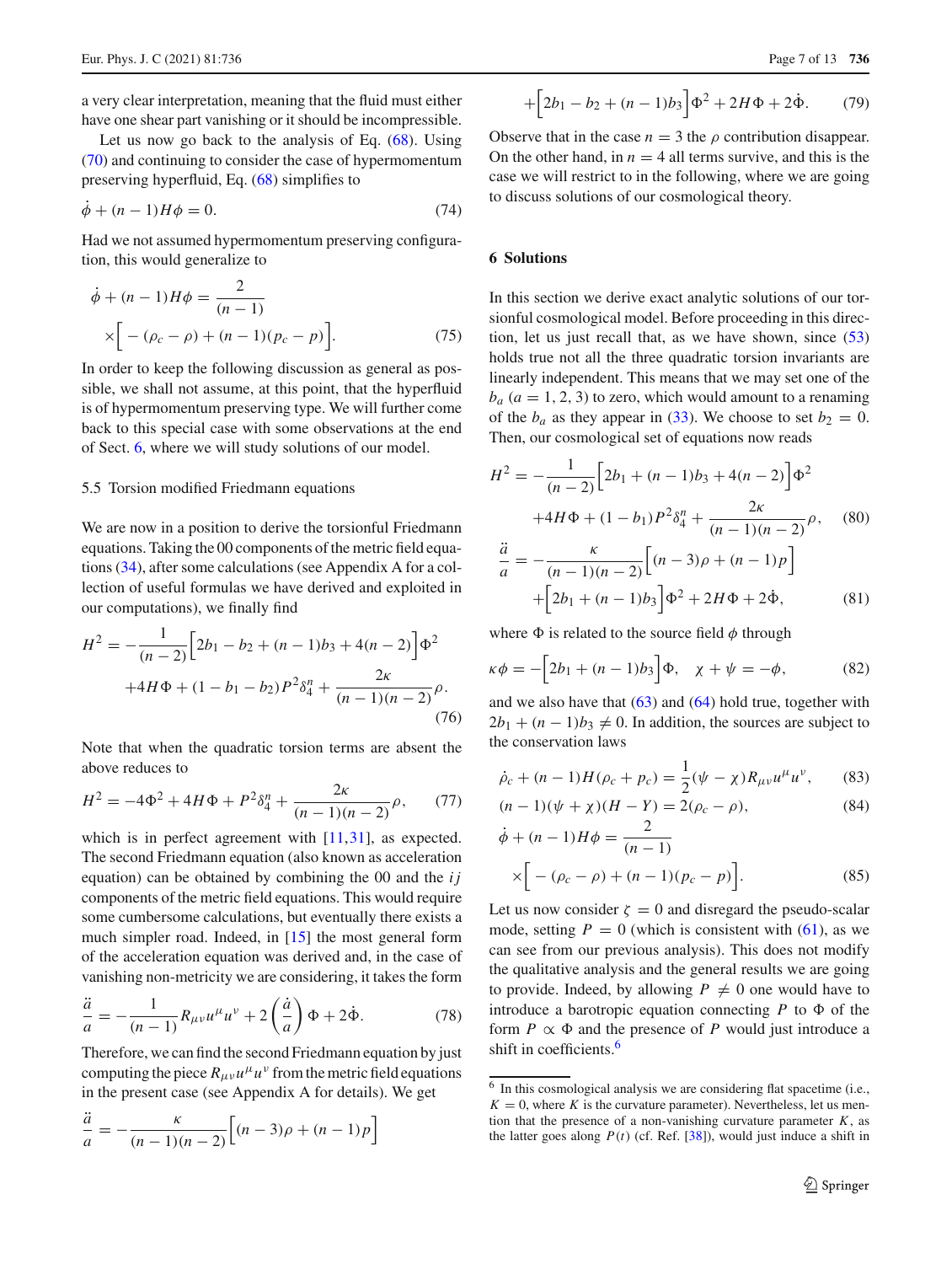a very clear interpretation, meaning that the fluid must either have one shear part vanishing or it should be incompressible.

Let us now go back to the analysis of Eq. (68). Using (70) and continuing to consider the case of hypermomentum preserving hyperfluid, Eq. (68) simplifies to

$$\dot{\phi} + (n-1)H\phi = 0. \tag{74}$$

Had we not assumed hypermomentum preserving configuration, this would generalize to

$$\dot{\phi} + (n-1)H\phi = \frac{2}{(n-1)} \times \Big[ -(\rho_c - \rho) + (n-1)(p_c - p) \Big]. \tag{75}$$

In order to keep the following discussion as general as possible, we shall not assume, at this point, that the hyperfluid is of hypermomentum preserving type. We will further come back to this special case with some observations at the end of Sect. 6, where we will study solutions of our model.

### 5.5 Torsion modified Friedmann equations

We are now in a position to derive the torsionful Friedmann equations. Taking the 00 components of the metric field equations (34), after some calculations (see Appendix A for a collection of useful formulas we have derived and exploited in our computations), we finally find

$$H^2 = -\frac{1}{(n-2)}\Big[2b_1 - b_2 + (n-1)b_3 + 4(n-2)\Big]\Phi^2 + 4H\Phi + (1 - b_1 - b_2)P^2\delta^n_4 + \frac{2\kappa}{(n-1)(n-2)}\rho. \tag{76}$$

Note that when the quadratic torsion terms are absent the above reduces to

$$H^2 = -4\Phi^2 + 4H\Phi + P^2\delta^n_4 + \frac{2\kappa}{(n-1)(n-2)}\rho, \tag{77}$$

which is in perfect agreement with [11,31], as expected. The second Friedmann equation (also known as acceleration equation) can be obtained by combining the 00 and the $ij$ components of the metric field equations. This would require some cumbersome calculations, but eventually there exists a much simpler road. Indeed, in [15] the most general form of the acceleration equation was derived and, in the case of vanishing non-metricity we are considering, it takes the form

$$\frac{\ddot{a}}{a} = -\frac{1}{(n-1)}R_{\mu\nu}u^\mu u^\nu + 2\left(\frac{\dot{a}}{a}\right)\Phi + 2\dot{\Phi}. \tag{78}$$

Therefore, we can find the second Friedmann equation by just computing the piece $R_{\mu\nu}u^\mu u^\nu$ from the metric field equations in the present case (see Appendix A for details). We get

$$\frac{\ddot{a}}{a} = -\frac{\kappa}{(n-1)(n-2)}\Big[(n-3)\rho + (n-1)p\Big] + \Big[2b_1 - b_2 + (n-1)b_3\Big]\Phi^2 + 2H\Phi + 2\dot{\Phi}. \tag{79}$$

Observe that in the case $n = 3$ the $\rho$ contribution disappear. On the other hand, in $n = 4$ all terms survive, and this is the case we will restrict to in the following, where we are going to discuss solutions of our cosmological theory.

## 6 Solutions

In this section we derive exact analytic solutions of our torsionful cosmological model. Before proceeding in this direction, let us just recall that, as we have shown, since (53) holds true not all the three quadratic torsion invariants are linearly independent. This means that we may set one of the $b_a$ $(a = 1, 2, 3)$ to zero, which would amount to a renaming of the $b_a$ as they appear in (33). We choose to set $b_2 = 0$. Then, our cosmological set of equations now reads

$$H^2 = -\frac{1}{(n-2)}\Big[2b_1 + (n-1)b_3 + 4(n-2)\Big]\Phi^2 + 4H\Phi + (1 - b_1)P^2\delta^n_4 + \frac{2\kappa}{(n-1)(n-2)}\rho, \tag{80}$$

$$\frac{\ddot{a}}{a} = -\frac{\kappa}{(n-1)(n-2)}\Big[(n-3)\rho + (n-1)p\Big] + \Big[2b_1 + (n-1)b_3\Big]\Phi^2 + 2H\Phi + 2\dot{\Phi}, \tag{81}$$

where $\Phi$ is related to the source field $\phi$ through

$$\kappa\phi = -\Big[2b_1 + (n-1)b_3\Big]\Phi, \quad \chi + \psi = -\phi, \tag{82}$$

and we also have that (63) and (64) hold true, together with $2b_1 + (n-1)b_3 \neq 0$. In addition, the sources are subject to the conservation laws

$$\dot{\rho}_c + (n-1)H(\rho_c + p_c) = \frac{1}{2}(\psi - \chi)R_{\mu\nu}u^\mu u^\nu, \tag{83}$$

$$(n-1)(\psi + \chi)(H - Y) = 2(\rho_c - \rho), \tag{84}$$

$$\dot{\phi} + (n-1)H\phi = \frac{2}{(n-1)} \times \Big[ -(\rho_c - \rho) + (n-1)(p_c - p) \Big]. \tag{85}$$

Let us now consider $\zeta = 0$ and disregard the pseudo-scalar mode, setting $P = 0$ (which is consistent with (61), as we can see from our previous analysis). This does not modify the qualitative analysis and the general results we are going to provide. Indeed, by allowing $P \neq 0$ one would have to introduce a barotropic equation connecting $P$ to $\Phi$ of the form $P \propto \Phi$ and the presence of $P$ would just introduce a shift in coefficients.[6]

[6] In this cosmological analysis we are considering flat spacetime (i.e., $K = 0$, where $K$ is the curvature parameter). Nevertheless, let us mention that the presence of a non-vanishing curvature parameter $K$, as the latter goes along $P(t)$ (cf. Ref. [38]), would just induce a shift in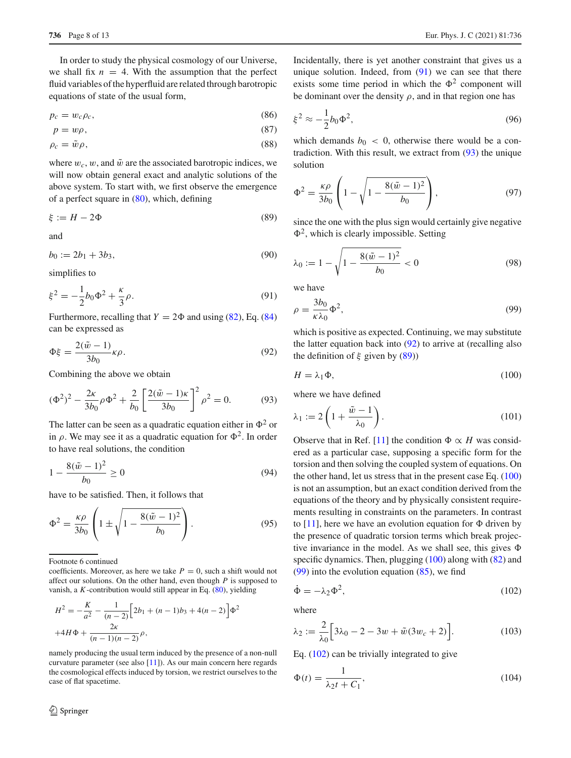In order to study the physical cosmology of our Universe, we shall fix $n = 4$. With the assumption that the perfect fluid variables of the hyperfluid are related through barotropic equations of state of the usual form,

$$p_c = w_c \rho_c, \tag{86}$$

$$p = w\rho, \tag{87}$$

$$\rho_c = \tilde{w}\rho, \tag{88}$$

where $w_c$, $w$, and $\tilde{w}$ are the associated barotropic indices, we will now obtain general exact and analytic solutions of the above system. To start with, we first observe the emergence of a perfect square in (80), which, defining

$$\xi := H - 2\Phi \tag{89}$$

and

$$b_0 := 2b_1 + 3b_3, \tag{90}$$

simplifies to

$$\xi^2 = -\frac{1}{2}b_0\Phi^2 + \frac{\kappa}{3}\rho. \tag{91}$$

Furthermore, recalling that $Y = 2\Phi$ and using (82), Eq. (84) can be expressed as

$$\Phi\xi = \frac{2(\tilde{w}-1)}{3b_0}\kappa\rho. \tag{92}$$

Combining the above we obtain

$$(\Phi^2)^2 - \frac{2\kappa}{3b_0}\rho\Phi^2 + \frac{2}{b_0}\left[\frac{2(\tilde{w}-1)\kappa}{3b_0}\right]^2\rho^2 = 0. \tag{93}$$

The latter can be seen as a quadratic equation either in $\Phi^2$ or in $\rho$. We may see it as a quadratic equation for $\Phi^2$. In order to have real solutions, the condition

$$1 - \frac{8(\tilde{w}-1)^2}{b_0} \geq 0 \tag{94}$$

have to be satisfied. Then, it follows that

$$\Phi^2 = \frac{\kappa\rho}{3b_0}\left(1 \pm \sqrt{1 - \frac{8(\tilde{w}-1)^2}{b_0}}\right). \tag{95}$$

Incidentally, there is yet another constraint that gives us a unique solution. Indeed, from (91) we can see that there exists some time period in which the $\Phi^2$ component will be dominant over the density $\rho$, and in that region one has

$$\xi^2 \approx -\frac{1}{2}b_0\Phi^2, \tag{96}$$

which demands $b_0 < 0$, otherwise there would be a contradiction. With this result, we extract from (93) the unique solution

$$\Phi^2 = \frac{\kappa\rho}{3b_0}\left(1 - \sqrt{1 - \frac{8(\tilde{w}-1)^2}{b_0}}\right), \tag{97}$$

since the one with the plus sign would certainly give negative $\Phi^2$, which is clearly impossible. Setting

$$\lambda_0 := 1 - \sqrt{1 - \frac{8(\tilde{w}-1)^2}{b_0}} < 0 \tag{98}$$

we have

$$\rho = \frac{3b_0}{\kappa\lambda_0}\Phi^2, \tag{99}$$

which is positive as expected. Continuing, we may substitute the latter equation back into (92) to arrive at (recalling also the definition of $\xi$ given by (89))

$$H = \lambda_1\Phi, \tag{100}$$

where we have defined

$$\lambda_1 := 2\left(1 + \frac{\tilde{w}-1}{\lambda_0}\right). \tag{101}$$

Observe that in Ref. [11] the condition $\Phi \propto H$ was considered as a particular case, supposing a specific form for the torsion and then solving the coupled system of equations. On the other hand, let us stress that in the present case Eq. (100) is not an assumption, but an exact condition derived from the equations of the theory and by physically consistent requirements resulting in constraints on the parameters. In contrast to [11], here we have an evolution equation for $\Phi$ driven by the presence of quadratic torsion terms which break projective invariance in the model. As we shall see, this gives $\Phi$ specific dynamics. Then, plugging (100) along with (82) and (99) into the evolution equation (85), we find

$$\dot{\Phi} = -\lambda_2\Phi^2, \tag{102}$$

where

$$\lambda_2 := \frac{2}{\lambda_0}\Big[3\lambda_0 - 2 - 3w + \tilde{w}(3w_c + 2)\Big]. \tag{103}$$

Eq. (102) can be trivially integrated to give

$$\Phi(t) = \frac{1}{\lambda_2 t + C_1}, \tag{104}$$

---

Footnote 6 continued

coefficients. Moreover, as here we take $P = 0$, such a shift would not affect our solutions. On the other hand, even though $P$ is supposed to vanish, a $K$-contribution would still appear in Eq. (80), yielding

$$H^2 = -\frac{K}{a^2} - \frac{1}{(n-2)}\Big[2b_1 + (n-1)b_3 + 4(n-2)\Big]\Phi^2$$
$$+ 4H\Phi + \frac{2\kappa}{(n-1)(n-2)}\rho,$$

namely producing the usual term induced by the presence of a non-null curvature parameter (see also [11]). As our main concern here regards the cosmological effects induced by torsion, we restrict ourselves to the case of flat spacetime.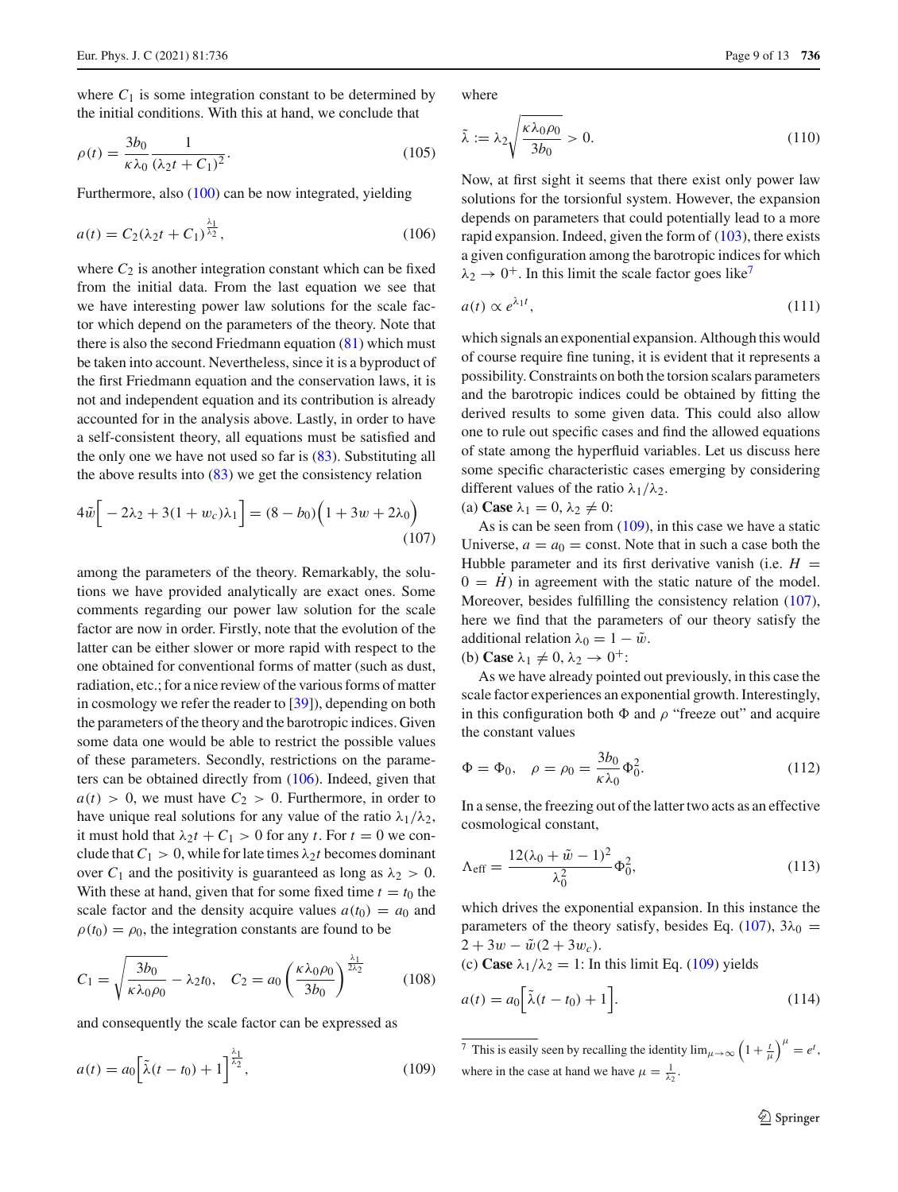where $C_1$ is some integration constant to be determined by the initial conditions. With this at hand, we conclude that

$$\rho(t) = \frac{3b_0}{\kappa\lambda_0} \frac{1}{(\lambda_2 t + C_1)^2}. \tag{105}$$

Furthermore, also (100) can be now integrated, yielding

$$a(t) = C_2(\lambda_2 t + C_1)^{\frac{\lambda_1}{\lambda_2}}, \tag{106}$$

where $C_2$ is another integration constant which can be fixed from the initial data. From the last equation we see that we have interesting power law solutions for the scale factor which depend on the parameters of the theory. Note that there is also the second Friedmann equation (81) which must be taken into account. Nevertheless, since it is a byproduct of the first Friedmann equation and the conservation laws, it is not and independent equation and its contribution is already accounted for in the analysis above. Lastly, in order to have a self-consistent theory, all equations must be satisfied and the only one we have not used so far is (83). Substituting all the above results into (83) we get the consistency relation

$$4\tilde{w}\Big[-2\lambda_2 + 3(1+w_c)\lambda_1\Big] = (8-b_0)\Big(1+3w+2\lambda_0\Big) \tag{107}$$

among the parameters of the theory. Remarkably, the solutions we have provided analytically are exact ones. Some comments regarding our power law solution for the scale factor are now in order. Firstly, note that the evolution of the latter can be either slower or more rapid with respect to the one obtained for conventional forms of matter (such as dust, radiation, etc.; for a nice review of the various forms of matter in cosmology we refer the reader to [39]), depending on both the parameters of the theory and the barotropic indices. Given some data one would be able to restrict the possible values of these parameters. Secondly, restrictions on the parameters can be obtained directly from (106). Indeed, given that $a(t) > 0$, we must have $C_2 > 0$. Furthermore, in order to have unique real solutions for any value of the ratio $\lambda_1/\lambda_2$, it must hold that $\lambda_2 t + C_1 > 0$ for any $t$. For $t = 0$ we conclude that $C_1 > 0$, while for late times $\lambda_2 t$ becomes dominant over $C_1$ and the positivity is guaranteed as long as $\lambda_2 > 0$. With these at hand, given that for some fixed time $t = t_0$ the scale factor and the density acquire values $a(t_0) = a_0$ and $\rho(t_0) = \rho_0$, the integration constants are found to be

$$C_1 = \sqrt{\frac{3b_0}{\kappa\lambda_0\rho_0}} - \lambda_2 t_0, \quad C_2 = a_0\left(\frac{\kappa\lambda_0\rho_0}{3b_0}\right)^{\frac{\lambda_1}{2\lambda_2}} \tag{108}$$

and consequently the scale factor can be expressed as

$$a(t) = a_0\Big[\tilde{\lambda}(t-t_0)+1\Big]^{\frac{\lambda_1}{\lambda_2}}, \tag{109}$$

where

$$\tilde{\lambda} := \lambda_2\sqrt{\frac{\kappa\lambda_0\rho_0}{3b_0}} > 0. \tag{110}$$

Now, at first sight it seems that there exist only power law solutions for the torsionful system. However, the expansion depends on parameters that could potentially lead to a more rapid expansion. Indeed, given the form of (103), there exists a given configuration among the barotropic indices for which $\lambda_2 \to 0^+$. In this limit the scale factor goes like[7]

$$a(t) \propto e^{\lambda_1 t}, \tag{111}$$

which signals an exponential expansion. Although this would of course require fine tuning, it is evident that it represents a possibility. Constraints on both the torsion scalars parameters and the barotropic indices could be obtained by fitting the derived results to some given data. This could also allow one to rule out specific cases and find the allowed equations of state among the hyperfluid variables. Let us discuss here some specific characteristic cases emerging by considering different values of the ratio $\lambda_1/\lambda_2$.

(a) **Case** $\lambda_1 = 0$, $\lambda_2 \neq 0$:

As is can be seen from (109), in this case we have a static Universe, $a = a_0 = \text{const}$. Note that in such a case both the Hubble parameter and its first derivative vanish (i.e. $H = 0 = \dot{H}$) in agreement with the static nature of the model. Moreover, besides fulfilling the consistency relation (107), here we find that the parameters of our theory satisfy the additional relation $\lambda_0 = 1 - \tilde{w}$.

(b) **Case** $\lambda_1 \neq 0$, $\lambda_2 \to 0^+$:

As we have already pointed out previously, in this case the scale factor experiences an exponential growth. Interestingly, in this configuration both $\Phi$ and $\rho$ "freeze out" and acquire the constant values

$$\Phi = \Phi_0, \quad \rho = \rho_0 = \frac{3b_0}{\kappa\lambda_0}\Phi_0^2. \tag{112}$$

In a sense, the freezing out of the latter two acts as an effective cosmological constant,

$$\Lambda_{\text{eff}} = \frac{12(\lambda_0 + \tilde{w} - 1)^2}{\lambda_0^2}\Phi_0^2, \tag{113}$$

which drives the exponential expansion. In this instance the parameters of the theory satisfy, besides Eq. (107), $3\lambda_0 = 2 + 3w - \tilde{w}(2+3w_c)$.

(c) **Case** $\lambda_1/\lambda_2 = 1$: In this limit Eq. (109) yields

$$a(t) = a_0\Big[\tilde{\lambda}(t-t_0)+1\Big]. \tag{114}$$

[7] This is easily seen by recalling the identity $\lim_{\mu\to\infty}\left(1+\frac{t}{\mu}\right)^{\mu} = e^t$, where in the case at hand we have $\mu = \frac{1}{\lambda_2}$.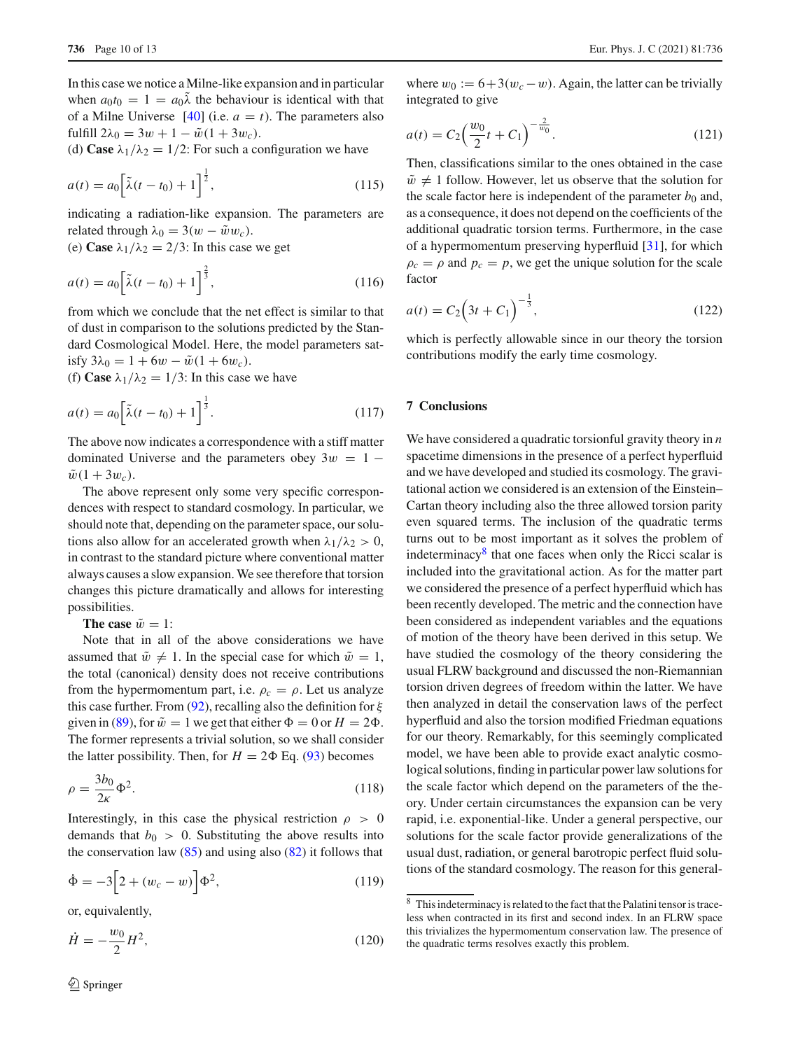In this case we notice a Milne-like expansion and in particular when $a_0 t_0 = 1 = a_0\tilde{\lambda}$ the behaviour is identical with that of a Milne Universe [40] (i.e. $a = t$). The parameters also fulfill $2\lambda_0 = 3w + 1 - \tilde{w}(1 + 3w_c)$.

(d) **Case** $\lambda_1/\lambda_2 = 1/2$: For such a configuration we have

$$a(t) = a_0\Big[\tilde{\lambda}(t - t_0) + 1\Big]^{\frac{1}{2}}, \tag{115}$$

indicating a radiation-like expansion. The parameters are related through $\lambda_0 = 3(w - \tilde{w}w_c)$.

(e) **Case** $\lambda_1/\lambda_2 = 2/3$: In this case we get

$$a(t) = a_0\Big[\tilde{\lambda}(t - t_0) + 1\Big]^{\frac{2}{3}}, \tag{116}$$

from which we conclude that the net effect is similar to that of dust in comparison to the solutions predicted by the Standard Cosmological Model. Here, the model parameters satisfy $3\lambda_0 = 1 + 6w - \tilde{w}(1 + 6w_c)$.

(f) **Case** $\lambda_1/\lambda_2 = 1/3$: In this case we have

$$a(t) = a_0\Big[\tilde{\lambda}(t - t_0) + 1\Big]^{\frac{1}{3}}. \tag{117}$$

The above now indicates a correspondence with a stiff matter dominated Universe and the parameters obey $3w = 1 - \tilde{w}(1 + 3w_c)$.

The above represent only some very specific correspondences with respect to standard cosmology. In particular, we should note that, depending on the parameter space, our solutions also allow for an accelerated growth when $\lambda_1/\lambda_2 > 0$, in contrast to the standard picture where conventional matter always causes a slow expansion. We see therefore that torsion changes this picture dramatically and allows for interesting possibilities.

**The case** $\tilde{w} = 1$:

Note that in all of the above considerations we have assumed that $\tilde{w} \neq 1$. In the special case for which $\tilde{w} = 1$, the total (canonical) density does not receive contributions from the hypermomentum part, i.e. $\rho_c = \rho$. Let us analyze this case further. From (92), recalling also the definition for $\xi$ given in (89), for $\tilde{w} = 1$ we get that either $\Phi = 0$ or $H = 2\Phi$. The former represents a trivial solution, so we shall consider the latter possibility. Then, for $H = 2\Phi$ Eq. (93) becomes

$$\rho = \frac{3b_0}{2\kappa}\Phi^2. \tag{118}$$

Interestingly, in this case the physical restriction $\rho > 0$ demands that $b_0 > 0$. Substituting the above results into the conservation law (85) and using also (82) it follows that

$$\dot{\Phi} = -3\Big[2 + (w_c - w)\Big]\Phi^2, \tag{119}$$

or, equivalently,

$$\dot{H} = -\frac{w_0}{2}H^2, \tag{120}$$

where $w_0 := 6 + 3(w_c - w)$. Again, the latter can be trivially integrated to give

$$a(t) = C_2\Big(\frac{w_0}{2}t + C_1\Big)^{-\frac{2}{w_0}}. \tag{121}$$

Then, classifications similar to the ones obtained in the case $\tilde{w} \neq 1$ follow. However, let us observe that the solution for the scale factor here is independent of the parameter $b_0$ and, as a consequence, it does not depend on the coefficients of the additional quadratic torsion terms. Furthermore, in the case of a hypermomentum preserving hyperfluid [31], for which $\rho_c = \rho$ and $p_c = p$, we get the unique solution for the scale factor

$$a(t) = C_2\Big(3t + C_1\Big)^{-\frac{1}{3}}, \tag{122}$$

which is perfectly allowable since in our theory the torsion contributions modify the early time cosmology.

## 7 Conclusions

We have considered a quadratic torsionful gravity theory in $n$ spacetime dimensions in the presence of a perfect hyperfluid and we have developed and studied its cosmology. The gravitational action we considered is an extension of the Einstein–Cartan theory including also the three allowed torsion parity even squared terms. The inclusion of the quadratic terms turns out to be most important as it solves the problem of indeterminacy[8] that one faces when only the Ricci scalar is included into the gravitational action. As for the matter part we considered the presence of a perfect hyperfluid which has been recently developed. The metric and the connection have been considered as independent variables and the equations of motion of the theory have been derived in this setup. We have studied the cosmology of the theory considering the usual FLRW background and discussed the non-Riemannian torsion driven degrees of freedom within the latter. We have then analyzed in detail the conservation laws of the perfect hyperfluid and also the torsion modified Friedman equations for our theory. Remarkably, for this seemingly complicated model, we have been able to provide exact analytic cosmological solutions, finding in particular power law solutions for the scale factor which depend on the parameters of the theory. Under certain circumstances the expansion can be very rapid, i.e. exponential-like. Under a general perspective, our solutions for the scale factor provide generalizations of the usual dust, radiation, or general barotropic perfect fluid solutions of the standard cosmology. The reason for this general-

[8] This indeterminacy is related to the fact that the Palatini tensor is traceless when contracted in its first and second index. In an FLRW space this trivializes the hypermomentum conservation law. The presence of the quadratic terms resolves exactly this problem.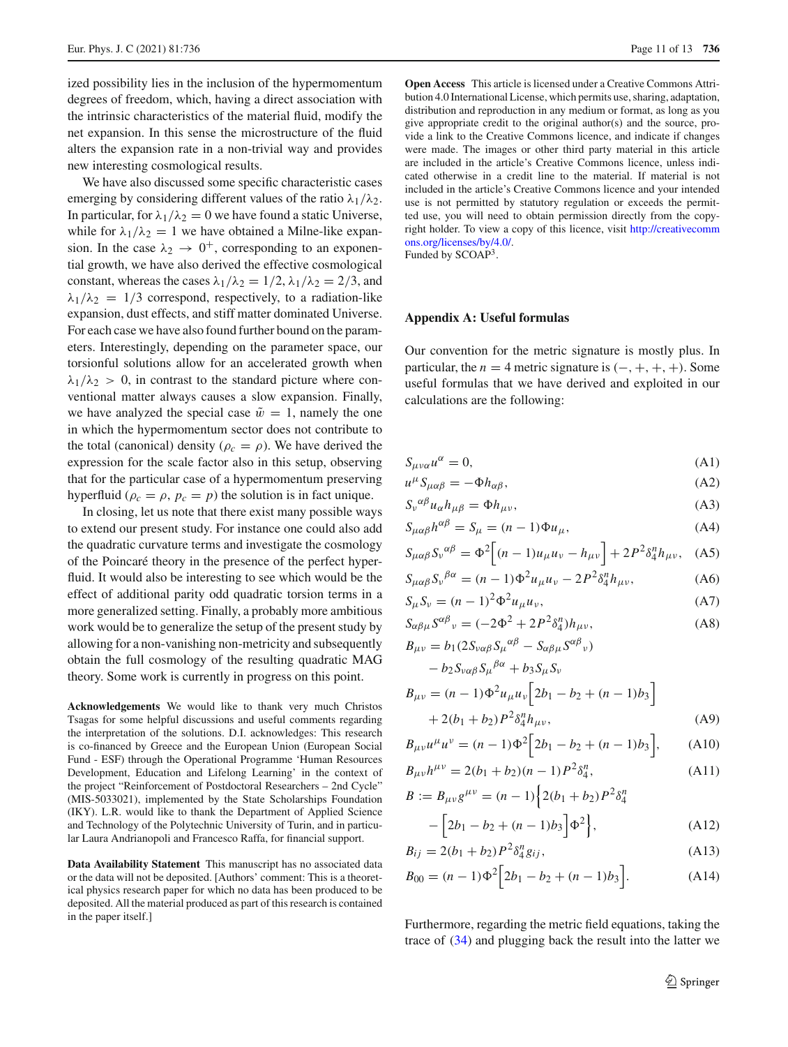ized possibility lies in the inclusion of the hypermomentum degrees of freedom, which, having a direct association with the intrinsic characteristics of the material fluid, modify the net expansion. In this sense the microstructure of the fluid alters the expansion rate in a non-trivial way and provides new interesting cosmological results.

We have also discussed some specific characteristic cases emerging by considering different values of the ratio $\lambda_1/\lambda_2$. In particular, for $\lambda_1/\lambda_2 = 0$ we have found a static Universe, while for $\lambda_1/\lambda_2 = 1$ we have obtained a Milne-like expansion. In the case $\lambda_2 \to 0^+$, corresponding to an exponential growth, we have also derived the effective cosmological constant, whereas the cases $\lambda_1/\lambda_2 = 1/2$, $\lambda_1/\lambda_2 = 2/3$, and $\lambda_1/\lambda_2 = 1/3$ correspond, respectively, to a radiation-like expansion, dust effects, and stiff matter dominated Universe. For each case we have also found further bound on the parameters. Interestingly, depending on the parameter space, our torsionful solutions allow for an accelerated growth when $\lambda_1/\lambda_2 > 0$, in contrast to the standard picture where conventional matter always causes a slow expansion. Finally, we have analyzed the special case $\tilde{w} = 1$, namely the one in which the hypermomentum sector does not contribute to the total (canonical) density ($\rho_c = \rho$). We have derived the expression for the scale factor also in this setup, observing that for the particular case of a hypermomentum preserving hyperfluid ($\rho_c = \rho$, $p_c = p$) the solution is in fact unique.

In closing, let us note that there exist many possible ways to extend our present study. For instance one could also add the quadratic curvature terms and investigate the cosmology of the Poincaré theory in the presence of the perfect hyperfluid. It would also be interesting to see which would be the effect of additional parity odd quadratic torsion terms in a more generalized setting. Finally, a probably more ambitious work would be to generalize the setup of the present study by allowing for a non-vanishing non-metricity and subsequently obtain the full cosmology of the resulting quadratic MAG theory. Some work is currently in progress on this point.

**Acknowledgements** We would like to thank very much Christos Tsagas for some helpful discussions and useful comments regarding the interpretation of the solutions. D.I. acknowledges: This research is co-financed by Greece and the European Union (European Social Fund - ESF) through the Operational Programme 'Human Resources Development, Education and Lifelong Learning' in the context of the project "Reinforcement of Postdoctoral Researchers – 2nd Cycle" (MIS-5033021), implemented by the State Scholarships Foundation (IKY). L.R. would like to thank the Department of Applied Science and Technology of the Polytechnic University of Turin, and in particular Laura Andrianopoli and Francesco Raffa, for financial support.

**Data Availability Statement** This manuscript has no associated data or the data will not be deposited. [Authors' comment: This is a theoretical physics research paper for which no data has been produced to be deposited. All the material produced as part of this research is contained in the paper itself.]

**Open Access** This article is licensed under a Creative Commons Attribution 4.0 International License, which permits use, sharing, adaptation, distribution and reproduction in any medium or format, as long as you give appropriate credit to the original author(s) and the source, provide a link to the Creative Commons licence, and indicate if changes were made. The images or other third party material in this article are included in the article's Creative Commons licence, unless indicated otherwise in a credit line to the material. If material is not included in the article's Creative Commons licence and your intended use is not permitted by statutory regulation or exceeds the permitted use, you will need to obtain permission directly from the copyright holder. To view a copy of this licence, visit http://creativecommons.org/licenses/by/4.0/.
Funded by SCOAP[3].

## Appendix A: Useful formulas

Our convention for the metric signature is mostly plus. In particular, the $n = 4$ metric signature is $(-, +, +, +)$. Some useful formulas that we have derived and exploited in our calculations are the following:

$$S_{\mu\nu\alpha}u^{\alpha} = 0, \tag{A1}$$

$$u^{\mu}S_{\mu\alpha\beta} = -\Phi h_{\alpha\beta}, \tag{A2}$$

$$S_{\nu}{}^{\alpha\beta}u_{\alpha}h_{\mu\beta} = \Phi h_{\mu\nu}, \tag{A3}$$

$$S_{\mu\alpha\beta}h^{\alpha\beta} = S_{\mu} = (n-1)\Phi u_{\mu}, \tag{A4}$$

$$S_{\mu\alpha\beta}S_{\nu}{}^{\alpha\beta} = \Phi^2\Big[(n-1)u_{\mu}u_{\nu} - h_{\mu\nu}\Big] + 2P^2\delta_4^n h_{\mu\nu}, \tag{A5}$$

$$S_{\mu\alpha\beta}S_{\nu}{}^{\beta\alpha} = (n-1)\Phi^2 u_{\mu}u_{\nu} - 2P^2\delta_4^n h_{\mu\nu}, \tag{A6}$$

$$S_{\mu}S_{\nu} = (n-1)^2\Phi^2 u_{\mu}u_{\nu}, \tag{A7}$$

$$S_{\alpha\beta\mu}S^{\alpha\beta}{}_{\nu} = (-2\Phi^2 + 2P^2\delta_4^n)h_{\mu\nu}, \tag{A8}$$

$$B_{\mu\nu} = b_1(2S_{\nu\alpha\beta}S_{\mu}{}^{\alpha\beta} - S_{\alpha\beta\mu}S^{\alpha\beta}{}_{\nu}) - b_2 S_{\nu\alpha\beta}S_{\mu}{}^{\beta\alpha} + b_3 S_{\mu}S_{\nu}$$

$$B_{\mu\nu} = (n-1)\Phi^2 u_{\mu}u_{\nu}\Big[2b_1 - b_2 + (n-1)b_3\Big] + 2(b_1+b_2)P^2\delta_4^n h_{\mu\nu}, \tag{A9}$$

$$B_{\mu\nu}u^{\mu}u^{\nu} = (n-1)\Phi^2\Big[2b_1 - b_2 + (n-1)b_3\Big], \tag{A10}$$

$$B_{\mu\nu}h^{\mu\nu} = 2(b_1+b_2)(n-1)P^2\delta_4^n, \tag{A11}$$

$$B := B_{\mu\nu}g^{\mu\nu} = (n-1)\Big\{2(b_1+b_2)P^2\delta_4^n - \Big[2b_1 - b_2 + (n-1)b_3\Big]\Phi^2\Big\}, \tag{A12}$$

$$B_{ij} = 2(b_1+b_2)P^2\delta_4^n g_{ij}, \tag{A13}$$

$$B_{00} = (n-1)\Phi^2\Big[2b_1 - b_2 + (n-1)b_3\Big]. \tag{A14}$$

Furthermore, regarding the metric field equations, taking the trace of (34) and plugging back the result into the latter we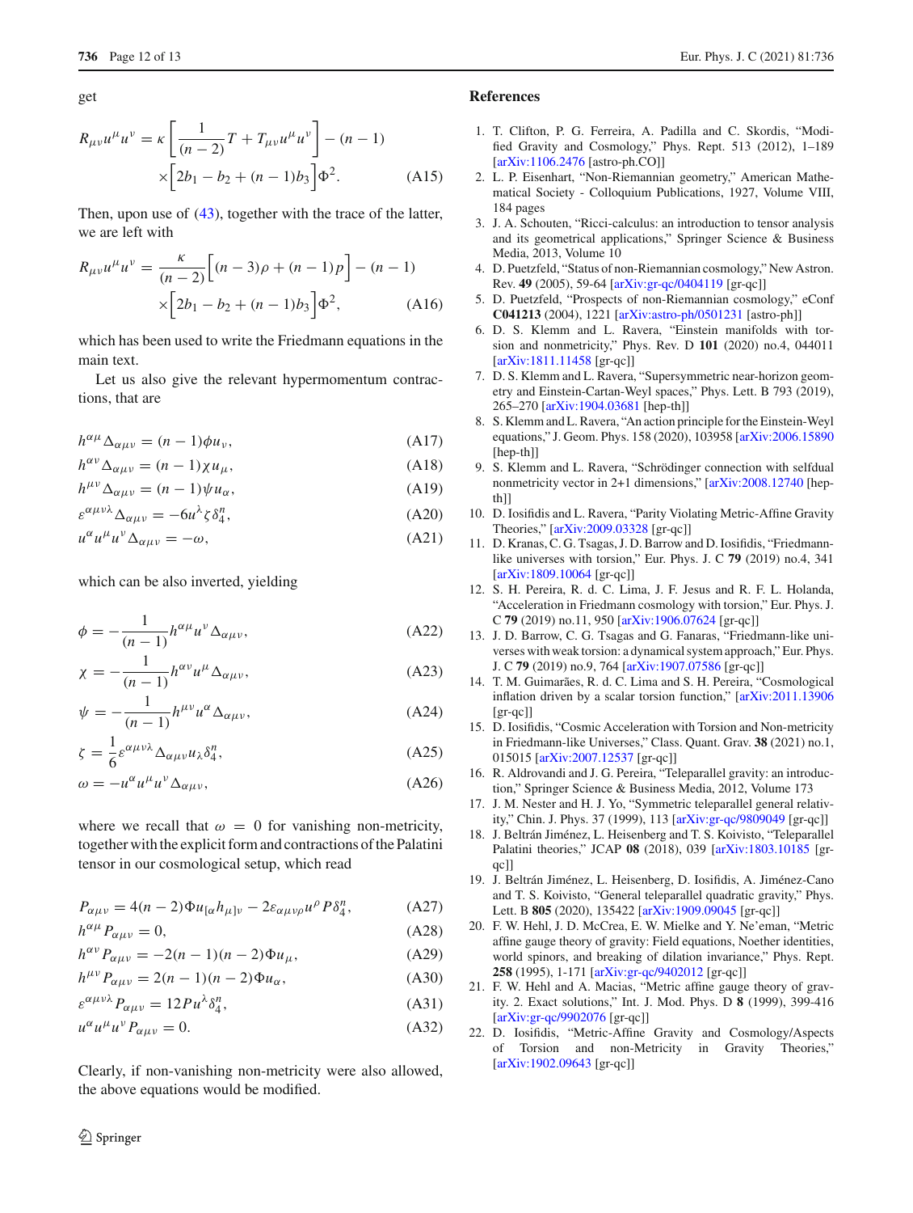get

$$R_{\mu\nu}u^{\mu}u^{\nu} = \kappa\left[\frac{1}{(n-2)}T + T_{\mu\nu}u^{\mu}u^{\nu}\right] - (n-1) \times\left[2b_1 - b_2 + (n-1)b_3\right]\Phi^2. \tag{A15}$$

Then, upon use of (43), together with the trace of the latter, we are left with

$$R_{\mu\nu}u^{\mu}u^{\nu} = \frac{\kappa}{(n-2)}\left[(n-3)\rho + (n-1)p\right] - (n-1) \times\left[2b_1 - b_2 + (n-1)b_3\right]\Phi^2, \tag{A16}$$

which has been used to write the Friedmann equations in the main text.

Let us also give the relevant hypermomentum contractions, that are

$$h^{\alpha\mu}\Delta_{\alpha\mu\nu} = (n-1)\phi u_{\nu}, \tag{A17}$$

$$h^{\alpha\nu}\Delta_{\alpha\mu\nu} = (n-1)\chi u_{\mu}, \tag{A18}$$

$$h^{\mu\nu}\Delta_{\alpha\mu\nu} = (n-1)\psi u_{\alpha}, \tag{A19}$$

$$\varepsilon^{\alpha\mu\nu\lambda}\Delta_{\alpha\mu\nu} = -6u^{\lambda}\zeta\delta^{n}_{4}, \tag{A20}$$

$$u^{\alpha}u^{\mu}u^{\nu}\Delta_{\alpha\mu\nu} = -\omega, \tag{A21}$$

which can be also inverted, yielding

$$\phi = -\frac{1}{(n-1)}h^{\alpha\mu}u^{\nu}\Delta_{\alpha\mu\nu}, \tag{A22}$$

$$\chi = -\frac{1}{(n-1)}h^{\alpha\nu}u^{\mu}\Delta_{\alpha\mu\nu}, \tag{A23}$$

$$\psi = -\frac{1}{(n-1)}h^{\mu\nu}u^{\alpha}\Delta_{\alpha\mu\nu}, \tag{A24}$$

$$\zeta = \frac{1}{6}\varepsilon^{\alpha\mu\nu\lambda}\Delta_{\alpha\mu\nu}u_{\lambda}\delta^{n}_{4}, \tag{A25}$$

$$\omega = -u^{\alpha}u^{\mu}u^{\nu}\Delta_{\alpha\mu\nu}, \tag{A26}$$

where we recall that $\omega = 0$ for vanishing non-metricity, together with the explicit form and contractions of the Palatini tensor in our cosmological setup, which read

$$P_{\alpha\mu\nu} = 4(n-2)\Phi u_{[\alpha}h_{\mu]\nu} - 2\varepsilon_{\alpha\mu\nu\rho}u^{\rho}P\delta^{n}_{4}, \tag{A27}$$

$$h^{\alpha\mu}P_{\alpha\mu\nu} = 0, \tag{A28}$$

$$h^{\alpha\nu}P_{\alpha\mu\nu} = -2(n-1)(n-2)\Phi u_{\mu}, \tag{A29}$$

$$h^{\mu\nu}P_{\alpha\mu\nu} = 2(n-1)(n-2)\Phi u_{\alpha}, \tag{A30}$$

$$\varepsilon^{\alpha\mu\nu\lambda}P_{\alpha\mu\nu} = 12Pu^{\lambda}\delta^{n}_{4}, \tag{A31}$$

$$u^{\alpha}u^{\mu}u^{\nu}P_{\alpha\mu\nu} = 0. \tag{A32}$$

Clearly, if non-vanishing non-metricity were also allowed, the above equations would be modified.

## References

1. T. Clifton, P. G. Ferreira, A. Padilla and C. Skordis, "Modified Gravity and Cosmology," Phys. Rept. 513 (2012), 1–189 [arXiv:1106.2476 [astro-ph.CO]]
2. L. P. Eisenhart, "Non-Riemannian geometry," American Mathematical Society - Colloquium Publications, 1927, Volume VIII, 184 pages
3. J. A. Schouten, "Ricci-calculus: an introduction to tensor analysis and its geometrical applications," Springer Science & Business Media, 2013, Volume 10
4. D. Puetzfeld, "Status of non-Riemannian cosmology," New Astron. Rev. **49** (2005), 59-64 [arXiv:gr-qc/0404119 [gr-qc]]
5. D. Puetzfeld, "Prospects of non-Riemannian cosmology," eConf **C041213** (2004), 1221 [arXiv:astro-ph/0501231 [astro-ph]]
6. D. S. Klemm and L. Ravera, "Einstein manifolds with torsion and nonmetricity," Phys. Rev. D **101** (2020) no.4, 044011 [arXiv:1811.11458 [gr-qc]]
7. D. S. Klemm and L. Ravera, "Supersymmetric near-horizon geometry and Einstein-Cartan-Weyl spaces," Phys. Lett. B 793 (2019), 265–270 [arXiv:1904.03681 [hep-th]]
8. S. Klemm and L. Ravera, "An action principle for the Einstein-Weyl equations," J. Geom. Phys. 158 (2020), 103958 [arXiv:2006.15890 [hep-th]]
9. S. Klemm and L. Ravera, "Schrödinger connection with selfdual nonmetricity vector in 2+1 dimensions," [arXiv:2008.12740 [hep-th]]
10. D. Iosifidis and L. Ravera, "Parity Violating Metric-Affine Gravity Theories," [arXiv:2009.03328 [gr-qc]]
11. D. Kranas, C. G. Tsagas, J. D. Barrow and D. Iosifidis, "Friedmann-like universes with torsion," Eur. Phys. J. C **79** (2019) no.4, 341 [arXiv:1809.10064 [gr-qc]]
12. S. H. Pereira, R. d. C. Lima, J. F. Jesus and R. F. L. Holanda, "Acceleration in Friedmann cosmology with torsion," Eur. Phys. J. C **79** (2019) no.11, 950 [arXiv:1906.07624 [gr-qc]]
13. J. D. Barrow, C. G. Tsagas and G. Fanaras, "Friedmann-like universes with weak torsion: a dynamical system approach," Eur. Phys. J. C **79** (2019) no.9, 764 [arXiv:1907.07586 [gr-qc]]
14. T. M. Guimarães, R. d. C. Lima and S. H. Pereira, "Cosmological inflation driven by a scalar torsion function," [arXiv:2011.13906 [gr-qc]]
15. D. Iosifidis, "Cosmic Acceleration with Torsion and Non-metricity in Friedmann-like Universes," Class. Quant. Grav. **38** (2021) no.1, 015015 [arXiv:2007.12537 [gr-qc]]
16. R. Aldrovandi and J. G. Pereira, "Teleparallel gravity: an introduction," Springer Science & Business Media, 2012, Volume 173
17. J. M. Nester and H. J. Yo, "Symmetric teleparallel general relativity," Chin. J. Phys. 37 (1999), 113 [arXiv:gr-qc/9809049 [gr-qc]]
18. J. Beltrán Jiménez, L. Heisenberg and T. S. Koivisto, "Teleparallel Palatini theories," JCAP **08** (2018), 039 [arXiv:1803.10185 [gr-qc]]
19. J. Beltrán Jiménez, L. Heisenberg, D. Iosifidis, A. Jiménez-Cano and T. S. Koivisto, "General teleparallel quadratic gravity," Phys. Lett. B **805** (2020), 135422 [arXiv:1909.09045 [gr-qc]]
20. F. W. Hehl, J. D. McCrea, E. W. Mielke and Y. Ne'eman, "Metric affine gauge theory of gravity: Field equations, Noether identities, world spinors, and breaking of dilation invariance," Phys. Rept. **258** (1995), 1-171 [arXiv:gr-qc/9402012 [gr-qc]]
21. F. W. Hehl and A. Macias, "Metric affine gauge theory of gravity. 2. Exact solutions," Int. J. Mod. Phys. D **8** (1999), 399-416 [arXiv:gr-qc/9902076 [gr-qc]]
22. D. Iosifidis, "Metric-Affine Gravity and Cosmology/Aspects of Torsion and non-Metricity in Gravity Theories," [arXiv:1902.09643 [gr-qc]]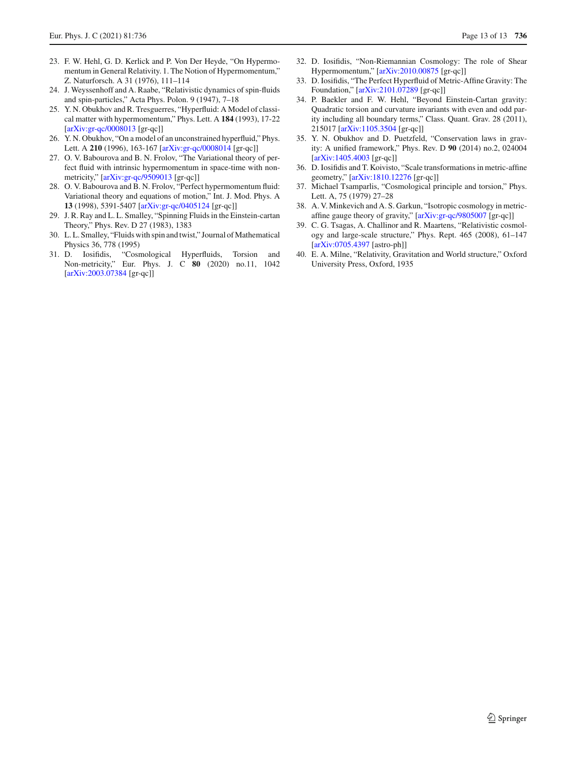23. F. W. Hehl, G. D. Kerlick and P. Von Der Heyde, "On Hypermomentum in General Relativity. 1. The Notion of Hypermomentum," Z. Naturforsch. A 31 (1976), 111–114
24. J. Weyssenhoff and A. Raabe, "Relativistic dynamics of spin-fluids and spin-particles," Acta Phys. Polon. 9 (1947), 7–18
25. Y. N. Obukhov and R. Tresguerres, "Hyperfluid: A Model of classical matter with hypermomentum," Phys. Lett. A **184** (1993), 17-22 [arXiv:gr-qc/0008013 [gr-qc]]
26. Y. N. Obukhov, "On a model of an unconstrained hyperfluid," Phys. Lett. A **210** (1996), 163-167 [arXiv:gr-qc/0008014 [gr-qc]]
27. O. V. Babourova and B. N. Frolov, "The Variational theory of perfect fluid with intrinsic hypermomentum in space-time with nonmetricity," [arXiv:gr-qc/9509013 [gr-qc]]
28. O. V. Babourova and B. N. Frolov, "Perfect hypermomentum fluid: Variational theory and equations of motion," Int. J. Mod. Phys. A **13** (1998), 5391-5407 [arXiv:gr-qc/0405124 [gr-qc]]
29. J. R. Ray and L. L. Smalley, "Spinning Fluids in the Einstein-cartan Theory," Phys. Rev. D 27 (1983), 1383
30. L. L. Smalley, "Fluids with spin and twist," Journal of Mathematical Physics 36, 778 (1995)
31. D. Iosifidis, "Cosmological Hyperfluids, Torsion and Non-metricity," Eur. Phys. J. C **80** (2020) no.11, 1042 [arXiv:2003.07384 [gr-qc]]
32. D. Iosifidis, "Non-Riemannian Cosmology: The role of Shear Hypermomentum," [arXiv:2010.00875 [gr-qc]]
33. D. Iosifidis, "The Perfect Hyperfluid of Metric-Affine Gravity: The Foundation," [arXiv:2101.07289 [gr-qc]]
34. P. Baekler and F. W. Hehl, "Beyond Einstein-Cartan gravity: Quadratic torsion and curvature invariants with even and odd parity including all boundary terms," Class. Quant. Grav. 28 (2011), 215017 [arXiv:1105.3504 [gr-qc]]
35. Y. N. Obukhov and D. Puetzfeld, "Conservation laws in gravity: A unified framework," Phys. Rev. D **90** (2014) no.2, 024004 [arXiv:1405.4003 [gr-qc]]
36. D. Iosifidis and T. Koivisto, "Scale transformations in metric-affine geometry," [arXiv:1810.12276 [gr-qc]]
37. Michael Tsamparlis, "Cosmological principle and torsion," Phys. Lett. A, 75 (1979) 27–28
38. A. V. Minkevich and A. S. Garkun, "Isotropic cosmology in metric-affine gauge theory of gravity," [arXiv:gr-qc/9805007 [gr-qc]]
39. C. G. Tsagas, A. Challinor and R. Maartens, "Relativistic cosmology and large-scale structure," Phys. Rept. 465 (2008), 61–147 [arXiv:0705.4397 [astro-ph]]
40. E. A. Milne, "Relativity, Gravitation and World structure," Oxford University Press, Oxford, 1935